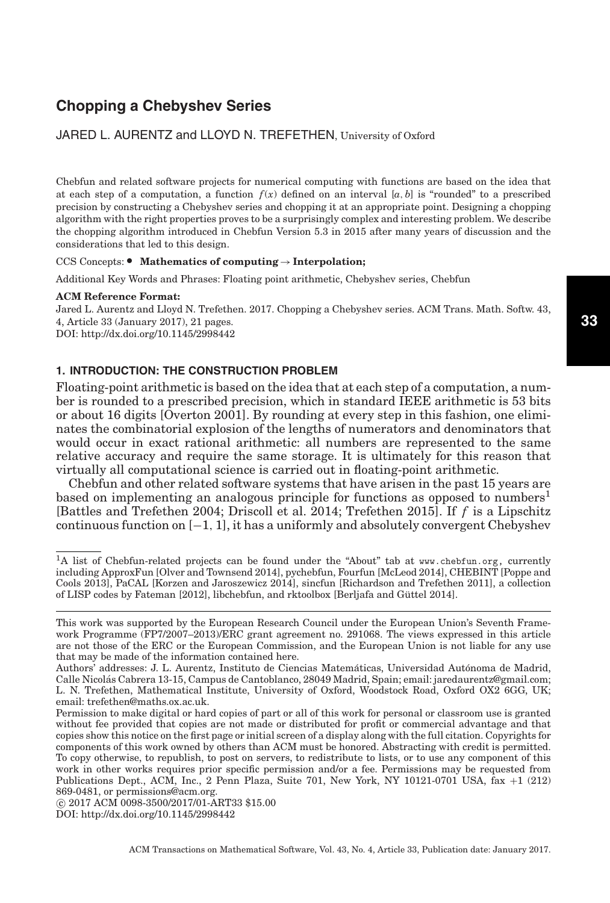# Chopping a Chebyshev Series

JARED L. AURENTZ and LLOYD N. TREFETHEN, University of Oxford

Chebfun and related software projects for numerical computing with functions are based on the idea that at each step of a computation, a function $f(x)$ defined on an interval $[a, b]$ is "rounded" to a prescribed precision by constructing a Chebyshev series and chopping it at an appropriate point. Designing a chopping algorithm with the right properties proves to be a surprisingly complex and interesting problem. We describe the chopping algorithm introduced in Chebfun Version 5.3 in 2015 after many years of discussion and the considerations that led to this design.

CCS Concepts: • **Mathematics of computing → Interpolation;**

Additional Key Words and Phrases: Floating point arithmetic, Chebyshev series, Chebfun

**ACM Reference Format:**

Jared L. Aurentz and Lloyd N. Trefethen. 2017. Chopping a Chebyshev series. ACM Trans. Math. Softw. 43, 4, Article 33 (January 2017), 21 pages.
DOI: http://dx.doi.org/10.1145/2998442

## 1. INTRODUCTION: THE CONSTRUCTION PROBLEM

Floating-point arithmetic is based on the idea that at each step of a computation, a number is rounded to a prescribed precision, which in standard IEEE arithmetic is 53 bits or about 16 digits [Overton 2001]. By rounding at every step in this fashion, one eliminates the combinatorial explosion of the lengths of numerators and denominators that would occur in exact rational arithmetic: all numbers are represented to the same relative accuracy and require the same storage. It is ultimately for this reason that virtually all computational science is carried out in floating-point arithmetic.

Chebfun and other related software systems that have arisen in the past 15 years are based on implementing an analogous principle for functions as opposed to numbers[1] [Battles and Trefethen 2004; Driscoll et al. 2014; Trefethen 2015]. If $f$ is a Lipschitz continuous function on $[-1, 1]$, it has a uniformly and absolutely convergent Chebyshev

[1]A list of Chebfun-related projects can be found under the "About" tab at www.chebfun.org, currently including ApproxFun [Olver and Townsend 2014], pychebfun, Fourfun [McLeod 2014], CHEBINT [Poppe and Cools 2013], PaCAL [Korzen and Jaroszewicz 2014], sincfun [Richardson and Trefethen 2011], a collection of LISP codes by Fateman [2012], libchebfun, and rktoolbox [Berljafa and Güttel 2014].

This work was supported by the European Research Council under the European Union's Seventh Framework Programme (FP7/2007–2013)/ERC grant agreement no. 291068. The views expressed in this article are not those of the ERC or the European Commission, and the European Union is not liable for any use that may be made of the information contained here.

Authors' addresses: J. L. Aurentz, Instituto de Ciencias Matemáticas, Universidad Autónoma de Madrid, Calle Nicolás Cabrera 13-15, Campus de Cantoblanco, 28049 Madrid, Spain; email: jaredaurentz@gmail.com; L. N. Trefethen, Mathematical Institute, University of Oxford, Woodstock Road, Oxford OX2 6GG, UK; email: trefethen@maths.ox.ac.uk.

Permission to make digital or hard copies of part or all of this work for personal or classroom use is granted without fee provided that copies are not made or distributed for profit or commercial advantage and that copies show this notice on the first page or initial screen of a display along with the full citation. Copyrights for components of this work owned by others than ACM must be honored. Abstracting with credit is permitted. To copy otherwise, to republish, to post on servers, to redistribute to lists, or to use any component of this work in other works requires prior specific permission and/or a fee. Permissions may be requested from Publications Dept., ACM, Inc., 2 Penn Plaza, Suite 701, New York, NY 10121-0701 USA, fax +1 (212) 869-0481, or permissions@acm.org.

© 2017 ACM 0098-3500/2017/01-ART33 $15.00

DOI: http://dx.doi.org/10.1145/2998442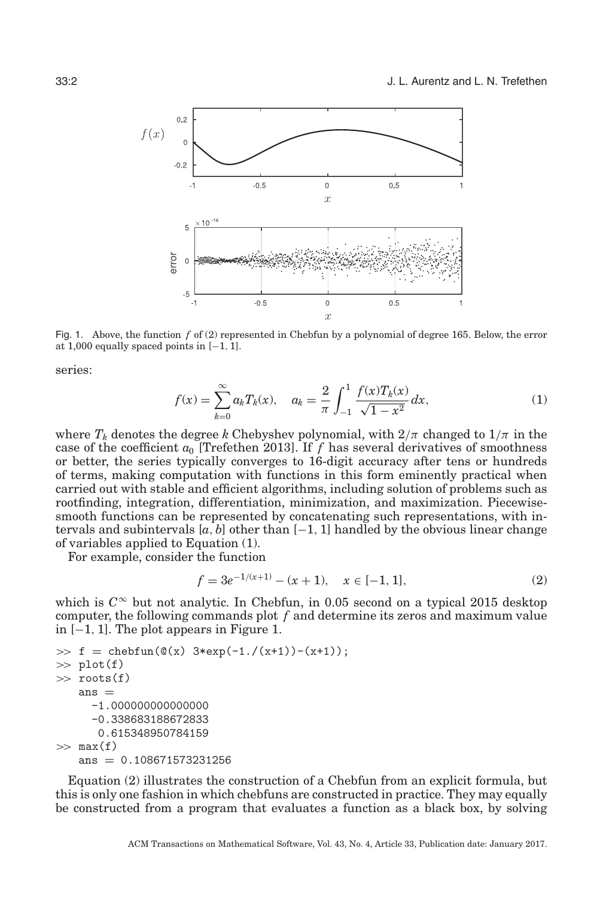Fig. 1. Above, the function $f$ of (2) represented in Chebfun by a polynomial of degree 165. Below, the error at 1,000 equally spaced points in $[-1, 1]$.

series:

$$f(x) = \sum_{k=0}^{\infty} a_k T_k(x), \quad a_k = \frac{2}{\pi} \int_{-1}^{1} \frac{f(x) T_k(x)}{\sqrt{1-x^2}} \, dx, \tag{1}$$

where $T_k$ denotes the degree $k$ Chebyshev polynomial, with $2/\pi$ changed to $1/\pi$ in the case of the coefficient $a_0$ [Trefethen 2013]. If $f$ has several derivatives of smoothness or better, the series typically converges to 16-digit accuracy after tens or hundreds of terms, making computation with functions in this form eminently practical when carried out with stable and efficient algorithms, including solution of problems such as rootfinding, integration, differentiation, minimization, and maximization. Piecewise-smooth functions can be represented by concatenating such representations, with intervals and subintervals $[a, b]$ other than $[-1, 1]$ handled by the obvious linear change of variables applied to Equation (1).

For example, consider the function

$$f = 3e^{-1/(x+1)} - (x + 1), \quad x \in [-1, 1], \tag{2}$$

which is $C^{\infty}$ but not analytic. In Chebfun, in 0.05 second on a typical 2015 desktop computer, the following commands plot $f$ and determine its zeros and maximum value in $[-1, 1]$. The plot appears in Figure 1.

```
>> f = chebfun(@(x) 3*exp(-1./(x+1))-(x+1));
>> plot(f)
>> roots(f)
   ans =
     -1.000000000000000
     -0.338683188672833
      0.615348950784159
>> max(f)
   ans = 0.108671573231256
```

Equation (2) illustrates the construction of a Chebfun from an explicit formula, but this is only one fashion in which chebfuns are constructed in practice. They may equally be constructed from a program that evaluates a function as a black box, by solving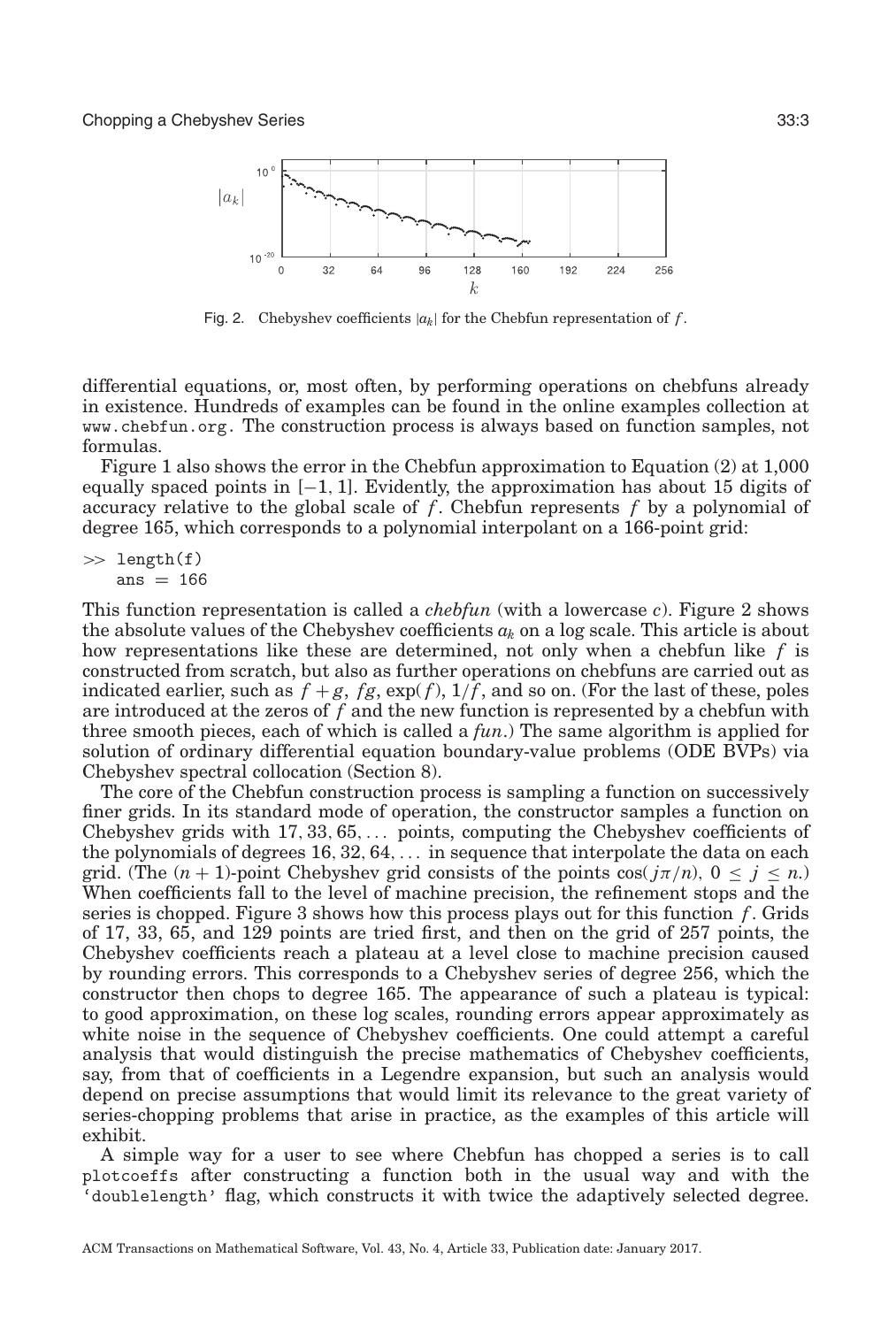Fig. 2. Chebyshev coefficients $|a_k|$ for the Chebfun representation of $f$.

differential equations, or, most often, by performing operations on chebfuns already in existence. Hundreds of examples can be found in the online examples collection at www.chebfun.org. The construction process is always based on function samples, not formulas.

Figure 1 also shows the error in the Chebfun approximation to Equation (2) at 1,000 equally spaced points in $[-1, 1]$. Evidently, the approximation has about 15 digits of accuracy relative to the global scale of $f$. Chebfun represents $f$ by a polynomial of degree 165, which corresponds to a polynomial interpolant on a 166-point grid:

```
>> length(f)
   ans = 166
```

This function representation is called a *chebfun* (with a lowercase *c*). Figure 2 shows the absolute values of the Chebyshev coefficients $a_k$ on a log scale. This article is about how representations like these are determined, not only when a chebfun like $f$ is constructed from scratch, but also as further operations on chebfuns are carried out as indicated earlier, such as $f + g$, $fg$, $\exp(f)$, $1/f$, and so on. (For the last of these, poles are introduced at the zeros of $f$ and the new function is represented by a chebfun with three smooth pieces, each of which is called a *fun*.) The same algorithm is applied for solution of ordinary differential equation boundary-value problems (ODE BVPs) via Chebyshev spectral collocation (Section 8).

The core of the Chebfun construction process is sampling a function on successively finer grids. In its standard mode of operation, the constructor samples a function on Chebyshev grids with $17, 33, 65, \ldots$ points, computing the Chebyshev coefficients of the polynomials of degrees $16, 32, 64, \ldots$ in sequence that interpolate the data on each grid. (The $(n + 1)$-point Chebyshev grid consists of the points $\cos(j\pi/n)$, $0 \le j \le n$.) When coefficients fall to the level of machine precision, the refinement stops and the series is chopped. Figure 3 shows how this process plays out for this function $f$. Grids of 17, 33, 65, and 129 points are tried first, and then on the grid of 257 points, the Chebyshev coefficients reach a plateau at a level close to machine precision caused by rounding errors. This corresponds to a Chebyshev series of degree 256, which the constructor then chops to degree 165. The appearance of such a plateau is typical: to good approximation, on these log scales, rounding errors appear approximately as white noise in the sequence of Chebyshev coefficients. One could attempt a careful analysis that would distinguish the precise mathematics of Chebyshev coefficients, say, from that of coefficients in a Legendre expansion, but such an analysis would depend on precise assumptions that would limit its relevance to the great variety of series-chopping problems that arise in practice, as the examples of this article will exhibit.

A simple way for a user to see where Chebfun has chopped a series is to call plotcoeffs after constructing a function both in the usual way and with the 'doublelength' flag, which constructs it with twice the adaptively selected degree.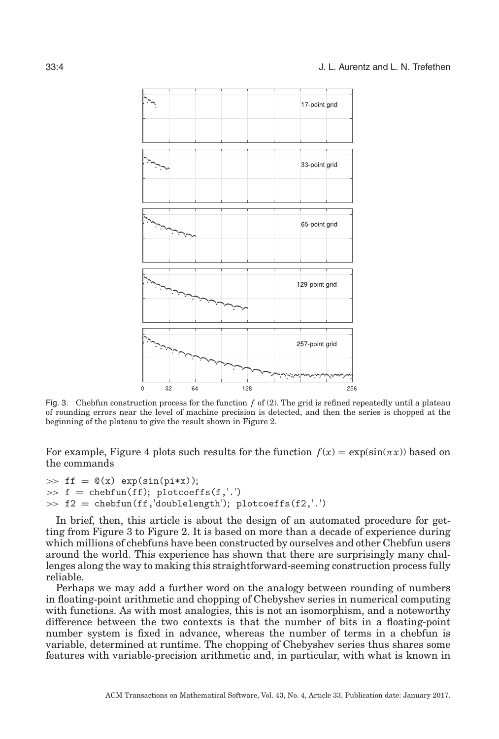Fig. 3. Chebfun construction process for the function $f$ of (2). The grid is refined repeatedly until a plateau of rounding errors near the level of machine precision is detected, and then the series is chopped at the beginning of the plateau to give the result shown in Figure 2.

For example, Figure 4 plots such results for the function $f(x) = \exp(\sin(\pi x))$ based on the commands

```
>> ff = @(x) exp(sin(pi*x));
>> f = chebfun(ff); plotcoeffs(f,'.')
>> f2 = chebfun(ff,'doublelength'); plotcoeffs(f2,'.')
```

In brief, then, this article is about the design of an automated procedure for getting from Figure 3 to Figure 2. It is based on more than a decade of experience during which millions of chebfuns have been constructed by ourselves and other Chebfun users around the world. This experience has shown that there are surprisingly many challenges along the way to making this straightforward-seeming construction process fully reliable.

Perhaps we may add a further word on the analogy between rounding of numbers in floating-point arithmetic and chopping of Chebyshev series in numerical computing with functions. As with most analogies, this is not an isomorphism, and a noteworthy difference between the two contexts is that the number of bits in a floating-point number system is fixed in advance, whereas the number of terms in a chebfun is variable, determined at runtime. The chopping of Chebyshev series thus shares some features with variable-precision arithmetic and, in particular, with what is known in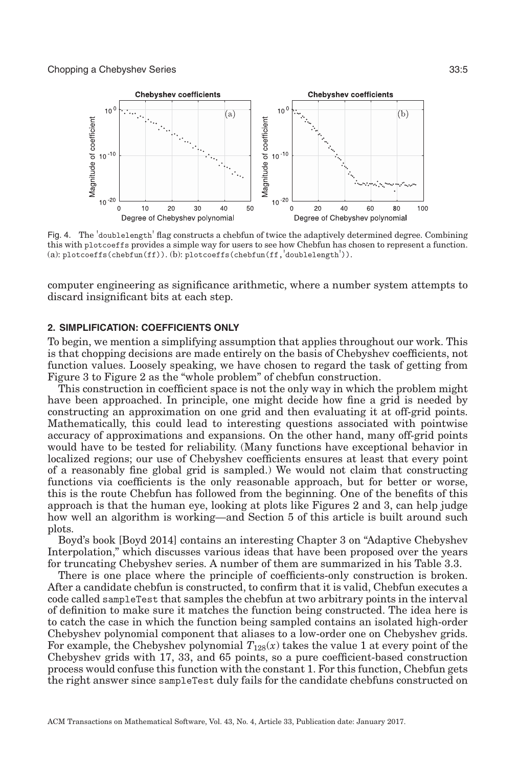Fig. 4. The 'doublelength' flag constructs a chebfun of twice the adaptively determined degree. Combining this with plotcoeffs provides a simple way for users to see how Chebfun has chosen to represent a function. (a): plotcoeffs(chebfun(ff)). (b): plotcoeffs(chebfun(ff,'doublelength')).

computer engineering as significance arithmetic, where a number system attempts to discard insignificant bits at each step.

## 2. SIMPLIFICATION: COEFFICIENTS ONLY

To begin, we mention a simplifying assumption that applies throughout our work. This is that chopping decisions are made entirely on the basis of Chebyshev coefficients, not function values. Loosely speaking, we have chosen to regard the task of getting from Figure 3 to Figure 2 as the "whole problem" of chebfun construction.

This construction in coefficient space is not the only way in which the problem might have been approached. In principle, one might decide how fine a grid is needed by constructing an approximation on one grid and then evaluating it at off-grid points. Mathematically, this could lead to interesting questions associated with pointwise accuracy of approximations and expansions. On the other hand, many off-grid points would have to be tested for reliability. (Many functions have exceptional behavior in localized regions; our use of Chebyshev coefficients ensures at least that every point of a reasonably fine global grid is sampled.) We would not claim that constructing functions via coefficients is the only reasonable approach, but for better or worse, this is the route Chebfun has followed from the beginning. One of the benefits of this approach is that the human eye, looking at plots like Figures 2 and 3, can help judge how well an algorithm is working—and Section 5 of this article is built around such plots.

Boyd's book [Boyd 2014] contains an interesting Chapter 3 on "Adaptive Chebyshev Interpolation," which discusses various ideas that have been proposed over the years for truncating Chebyshev series. A number of them are summarized in his Table 3.3.

There is one place where the principle of coefficients-only construction is broken. After a candidate chebfun is constructed, to confirm that it is valid, Chebfun executes a code called sampleTest that samples the chebfun at two arbitrary points in the interval of definition to make sure it matches the function being constructed. The idea here is to catch the case in which the function being sampled contains an isolated high-order Chebyshev polynomial component that aliases to a low-order one on Chebyshev grids. For example, the Chebyshev polynomial $T_{128}(x)$ takes the value 1 at every point of the Chebyshev grids with 17, 33, and 65 points, so a pure coefficient-based construction process would confuse this function with the constant 1. For this function, Chebfun gets the right answer since sampleTest duly fails for the candidate chebfuns constructed on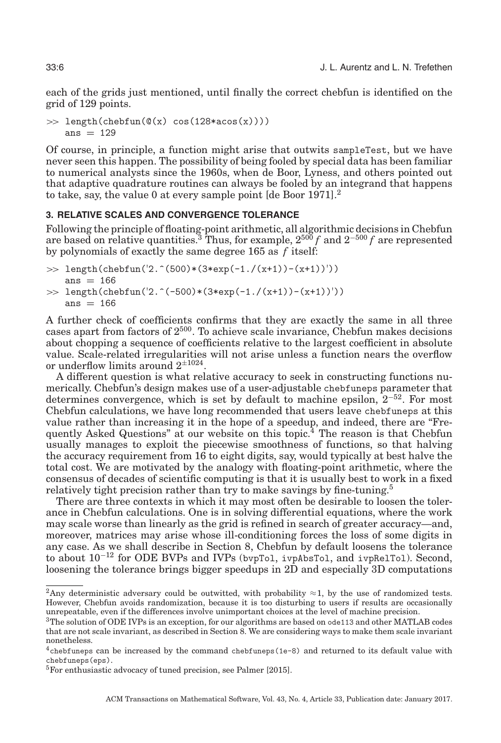each of the grids just mentioned, until finally the correct chebfun is identified on the grid of 129 points.

```
>> length(chebfun(@(x) cos(128*acos(x))))
   ans = 129
```

Of course, in principle, a function might arise that outwits sampleTest, but we have never seen this happen. The possibility of being fooled by special data has been familiar to numerical analysts since the 1960s, when de Boor, Lyness, and others pointed out that adaptive quadrature routines can always be fooled by an integrand that happens to take, say, the value 0 at every sample point [de Boor 1971].[2]

## 3. RELATIVE SCALES AND CONVERGENCE TOLERANCE

Following the principle of floating-point arithmetic, all algorithmic decisions in Chebfun are based on relative quantities.[3] Thus, for example, $2^{500} f$ and $2^{-500} f$ are represented by polynomials of exactly the same degree 165 as $f$ itself:

```
>> length(chebfun('2.^(500)*(3*exp(-1./(x+1))-(x+1))'))
   ans = 166
>> length(chebfun('2.^(-500)*(3*exp(-1./(x+1))-(x+1))'))
   ans = 166
```

A further check of coefficients confirms that they are exactly the same in all three cases apart from factors of $2^{500}$. To achieve scale invariance, Chebfun makes decisions about chopping a sequence of coefficients relative to the largest coefficient in absolute value. Scale-related irregularities will not arise unless a function nears the overflow or underflow limits around $2^{\pm 1024}$.

A different question is what relative accuracy to seek in constructing functions numerically. Chebfun's design makes use of a user-adjustable chebfuneps parameter that determines convergence, which is set by default to machine epsilon, $2^{-52}$. For most Chebfun calculations, we have long recommended that users leave chebfuneps at this value rather than increasing it in the hope of a speedup, and indeed, there are "Frequently Asked Questions" at our website on this topic.[4] The reason is that Chebfun usually manages to exploit the piecewise smoothness of functions, so that halving the accuracy requirement from 16 to eight digits, say, would typically at best halve the total cost. We are motivated by the analogy with floating-point arithmetic, where the consensus of decades of scientific computing is that it is usually best to work in a fixed relatively tight precision rather than try to make savings by fine-tuning.[5]

There are three contexts in which it may most often be desirable to loosen the tolerance in Chebfun calculations. One is in solving differential equations, where the work may scale worse than linearly as the grid is refined in search of greater accuracy—and, moreover, matrices may arise whose ill-conditioning forces the loss of some digits in any case. As we shall describe in Section 8, Chebfun by default loosens the tolerance to about $10^{-12}$ for ODE BVPs and IVPs (bvpTol, ivpAbsTol, and ivpRelTol). Second, loosening the tolerance brings bigger speedups in 2D and especially 3D computations

---

[2] Any deterministic adversary could be outwitted, with probability $\approx 1$, by the use of randomized tests. However, Chebfun avoids randomization, because it is too disturbing to users if results are occasionally unrepeatable, even if the differences involve unimportant choices at the level of machine precision.

[3] The solution of ODE IVPs is an exception, for our algorithms are based on ode113 and other MATLAB codes that are not scale invariant, as described in Section 8. We are considering ways to make them scale invariant nonetheless.

[4] chebfuneps can be increased by the command chebfuneps(1e-8) and returned to its default value with chebfuneps(eps).

[5] For enthusiastic advocacy of tuned precision, see Palmer [2015].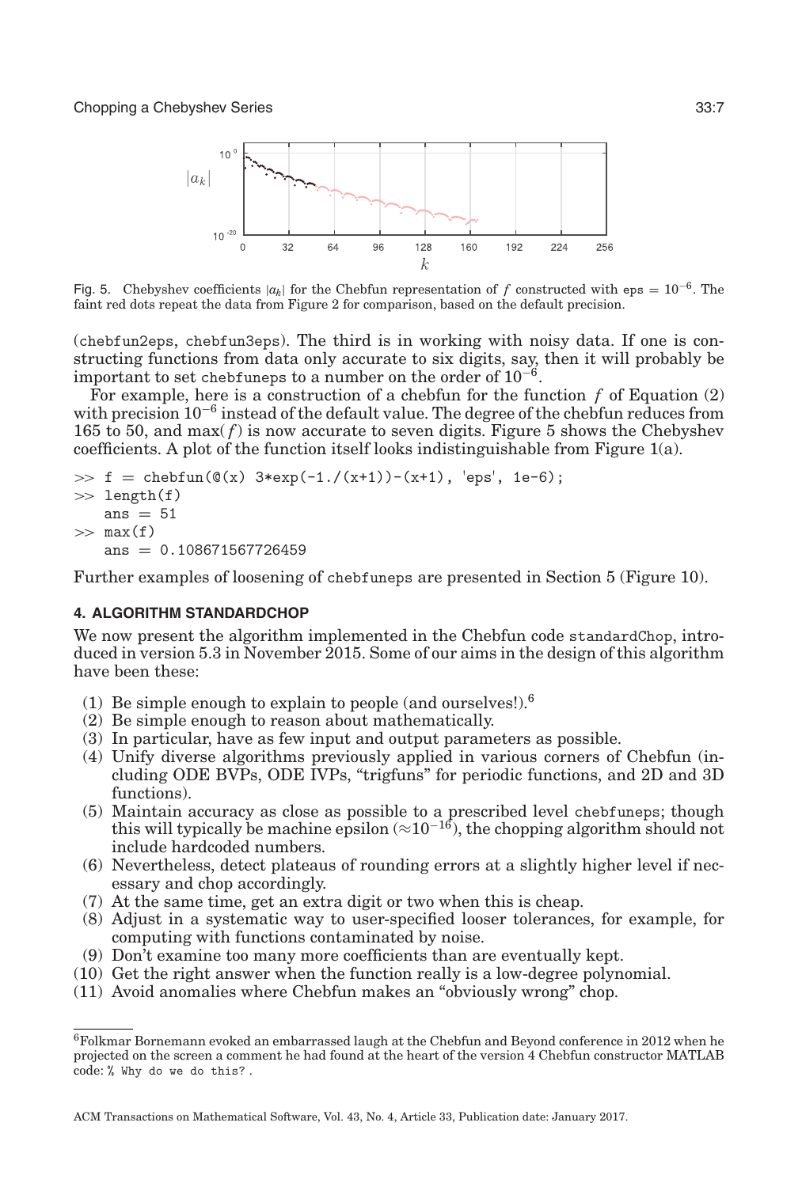Fig. 5. Chebyshev coefficients $|a_k|$ for the Chebfun representation of $f$ constructed with eps = $10^{-6}$. The faint red dots repeat the data from Figure 2 for comparison, based on the default precision.

(chebfun2eps, chebfun3eps). The third is in working with noisy data. If one is constructing functions from data only accurate to six digits, say, then it will probably be important to set chebfuneps to a number on the order of $10^{-6}$.

For example, here is a construction of a chebfun for the function $f$ of Equation (2) with precision $10^{-6}$ instead of the default value. The degree of the chebfun reduces from 165 to 50, and max($f$) is now accurate to seven digits. Figure 5 shows the Chebyshev coefficients. A plot of the function itself looks indistinguishable from Figure 1(a).

```
>> f = chebfun(@(x) 3*exp(-1./(x+1))-(x+1), 'eps', 1e-6);
>> length(f)
   ans = 51
>> max(f)
   ans = 0.108671567726459
```

Further examples of loosening of chebfuneps are presented in Section 5 (Figure 10).

## 4. ALGORITHM STANDARDCHOP

We now present the algorithm implemented in the Chebfun code standardChop, introduced in version 5.3 in November 2015. Some of our aims in the design of this algorithm have been these:

(1) Be simple enough to explain to people (and ourselves!).[6]
(2) Be simple enough to reason about mathematically.
(3) In particular, have as few input and output parameters as possible.
(4) Unify diverse algorithms previously applied in various corners of Chebfun (including ODE BVPs, ODE IVPs, "trigfuns" for periodic functions, and 2D and 3D functions).
(5) Maintain accuracy as close as possible to a prescribed level chebfuneps; though this will typically be machine epsilon ($\approx 10^{-16}$), the chopping algorithm should not include hardcoded numbers.
(6) Nevertheless, detect plateaus of rounding errors at a slightly higher level if necessary and chop accordingly.
(7) At the same time, get an extra digit or two when this is cheap.
(8) Adjust in a systematic way to user-specified looser tolerances, for example, for computing with functions contaminated by noise.
(9) Don't examine too many more coefficients than are eventually kept.
(10) Get the right answer when the function really is a low-degree polynomial.
(11) Avoid anomalies where Chebfun makes an "obviously wrong" chop.

[6] Folkmar Bornemann evoked an embarrassed laugh at the Chebfun and Beyond conference in 2012 when he projected on the screen a comment he had found at the heart of the version 4 Chebfun constructor MATLAB code: % Why do we do this?.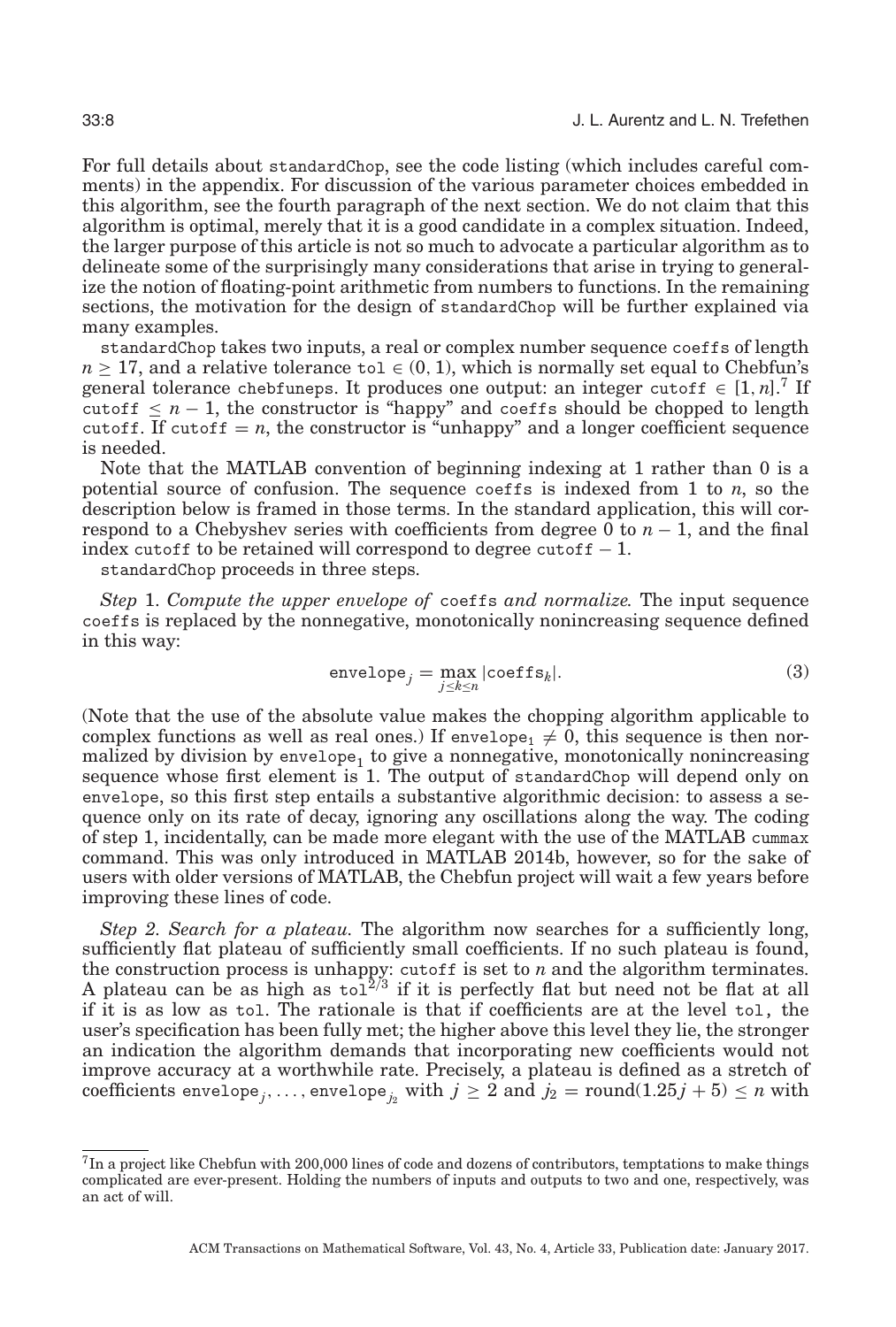For full details about standardChop, see the code listing (which includes careful comments) in the appendix. For discussion of the various parameter choices embedded in this algorithm, see the fourth paragraph of the next section. We do not claim that this algorithm is optimal, merely that it is a good candidate in a complex situation. Indeed, the larger purpose of this article is not so much to advocate a particular algorithm as to delineate some of the surprisingly many considerations that arise in trying to generalize the notion of floating-point arithmetic from numbers to functions. In the remaining sections, the motivation for the design of standardChop will be further explained via many examples.

standardChop takes two inputs, a real or complex number sequence coeffs of length $n \geq 17$, and a relative tolerance tol $\in (0,1)$, which is normally set equal to Chebfun's general tolerance chebfuneps. It produces one output: an integer cutoff $\in [1, n]$.[7] If cutoff $\leq n-1$, the constructor is "happy" and coeffs should be chopped to length cutoff. If cutoff $= n$, the constructor is "unhappy" and a longer coefficient sequence is needed.

Note that the MATLAB convention of beginning indexing at 1 rather than 0 is a potential source of confusion. The sequence coeffs is indexed from 1 to $n$, so the description below is framed in those terms. In the standard application, this will correspond to a Chebyshev series with coefficients from degree 0 to $n-1$, and the final index cutoff to be retained will correspond to degree cutoff $-\,1$.

standardChop proceeds in three steps.

*Step* 1. *Compute the upper envelope of* coeffs *and normalize.* The input sequence coeffs is replaced by the nonnegative, monotonically nonincreasing sequence defined in this way:

$$\texttt{envelope}_j = \max_{j \leq k \leq n} |\texttt{coeffs}_k|. \tag{3}$$

(Note that the use of the absolute value makes the chopping algorithm applicable to complex functions as well as real ones.) If $\texttt{envelope}_1 \neq 0$, this sequence is then normalized by division by $\texttt{envelope}_1$ to give a nonnegative, monotonically nonincreasing sequence whose first element is 1. The output of standardChop will depend only on envelope, so this first step entails a substantive algorithmic decision: to assess a sequence only on its rate of decay, ignoring any oscillations along the way. The coding of step 1, incidentally, can be made more elegant with the use of the MATLAB cummax command. This was only introduced in MATLAB 2014b, however, so for the sake of users with older versions of MATLAB, the Chebfun project will wait a few years before improving these lines of code.

*Step 2. Search for a plateau.* The algorithm now searches for a sufficiently long, sufficiently flat plateau of sufficiently small coefficients. If no such plateau is found, the construction process is unhappy: cutoff is set to $n$ and the algorithm terminates. A plateau can be as high as $\texttt{tol}^{2/3}$ if it is perfectly flat but need not be flat at all if it is as low as tol. The rationale is that if coefficients are at the level tol, the user's specification has been fully met; the higher above this level they lie, the stronger an indication the algorithm demands that incorporating new coefficients would not improve accuracy at a worthwhile rate. Precisely, a plateau is defined as a stretch of coefficients $\texttt{envelope}_j, \ldots, \texttt{envelope}_{j_2}$ with $j \geq 2$ and $j_2 = \text{round}(1.25j + 5) \leq n$ with

[7] In a project like Chebfun with 200,000 lines of code and dozens of contributors, temptations to make things complicated are ever-present. Holding the numbers of inputs and outputs to two and one, respectively, was an act of will.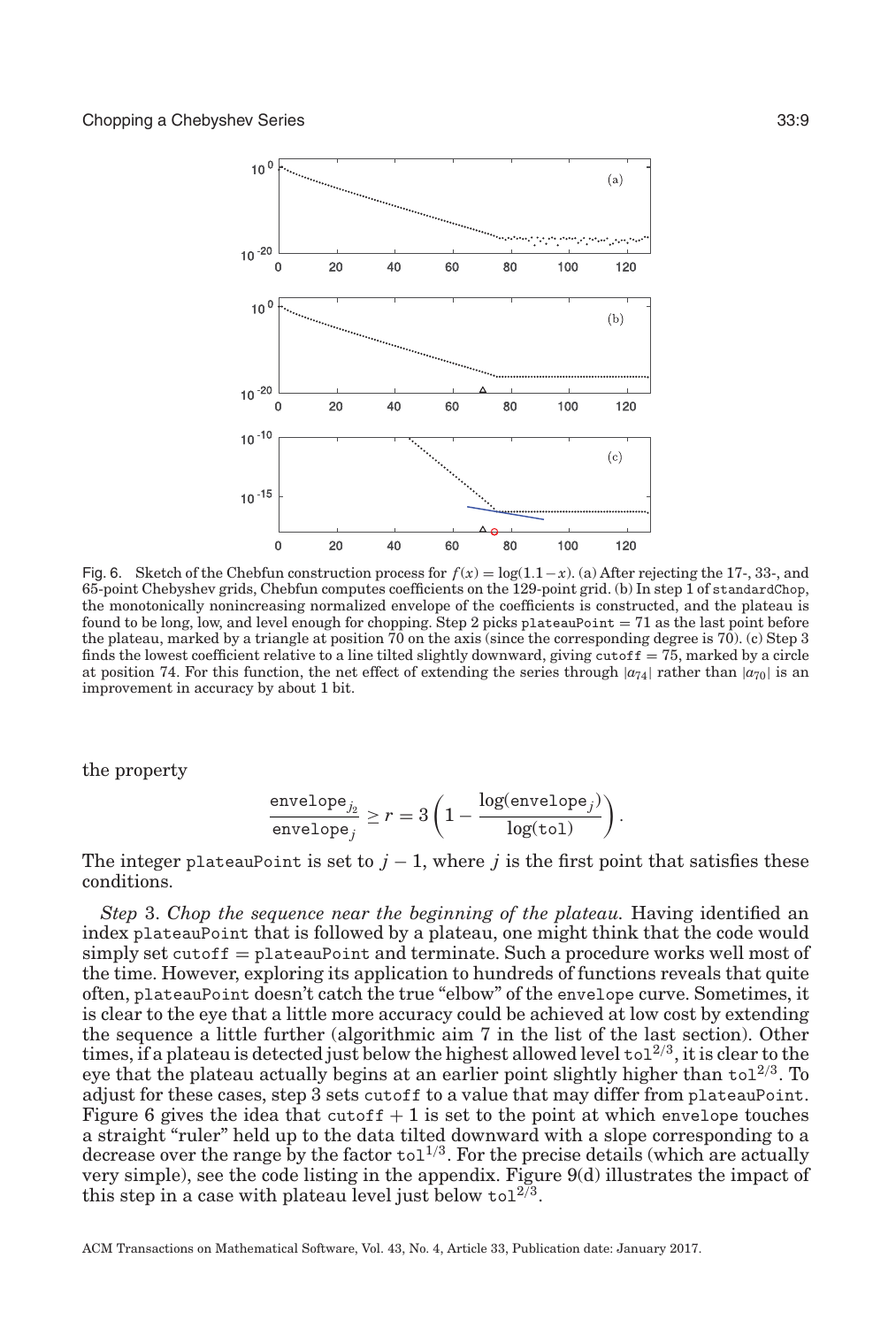Fig. 6. Sketch of the Chebfun construction process for $f(x) = \log(1.1 - x)$. (a) After rejecting the 17-, 33-, and 65-point Chebyshev grids, Chebfun computes coefficients on the 129-point grid. (b) In step 1 of `standardChop`, the monotonically nonincreasing normalized envelope of the coefficients is constructed, and the plateau is found to be long, low, and level enough for chopping. Step 2 picks `plateauPoint` $= 71$ as the last point before the plateau, marked by a triangle at position 70 on the axis (since the corresponding degree is 70). (c) Step 3 finds the lowest coefficient relative to a line tilted slightly downward, giving `cutoff` $= 75$, marked by a circle at position 74. For this function, the net effect of extending the series through $|a_{74}|$ rather than $|a_{70}|$ is an improvement in accuracy by about 1 bit.

the property

$$\frac{\texttt{envelope}_{j_2}}{\texttt{envelope}_j} \geq r = 3\left(1 - \frac{\log(\texttt{envelope}_j)}{\log(\texttt{tol})}\right).$$

The integer `plateauPoint` is set to $j - 1$, where $j$ is the first point that satisfies these conditions.

*Step* 3. *Chop the sequence near the beginning of the plateau.* Having identified an index `plateauPoint` that is followed by a plateau, one might think that the code would simply set `cutoff` = `plateauPoint` and terminate. Such a procedure works well most of the time. However, exploring its application to hundreds of functions reveals that quite often, `plateauPoint` doesn't catch the true "elbow" of the `envelope` curve. Sometimes, it is clear to the eye that a little more accuracy could be achieved at low cost by extending the sequence a little further (algorithmic aim 7 in the list of the last section). Other times, if a plateau is detected just below the highest allowed level $\texttt{tol}^{2/3}$, it is clear to the eye that the plateau actually begins at an earlier point slightly higher than $\texttt{tol}^{2/3}$. To adjust for these cases, step 3 sets `cutoff` to a value that may differ from `plateauPoint`. Figure 6 gives the idea that `cutoff` + 1 is set to the point at which `envelope` touches a straight "ruler" held up to the data tilted downward with a slope corresponding to a decrease over the range by the factor $\texttt{tol}^{1/3}$. For the precise details (which are actually very simple), see the code listing in the appendix. Figure 9(d) illustrates the impact of this step in a case with plateau level just below $\texttt{tol}^{2/3}$.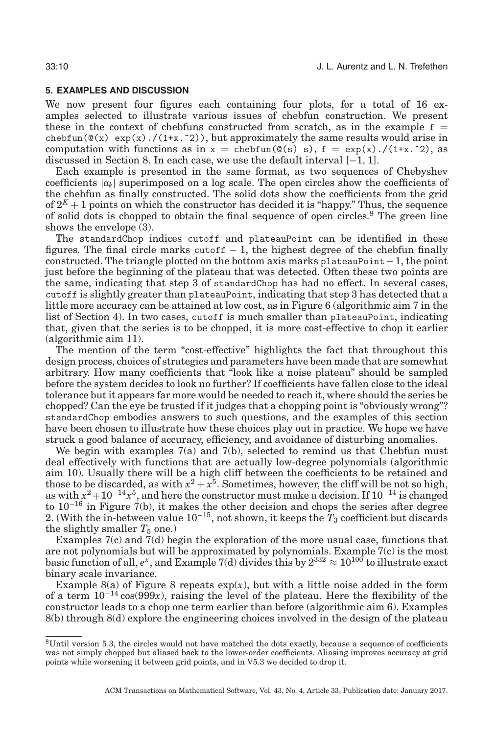## 5. EXAMPLES AND DISCUSSION

We now present four figures each containing four plots, for a total of 16 examples selected to illustrate various issues of chebfun construction. We present these in the context of chebfuns constructed from scratch, as in the example `f = chebfun(@(x) exp(x)./(1+x.^2))`, but approximately the same results would arise in computation with functions as in `x = chebfun(@(s) s), f = exp(x)./(1+x.^2)`, as discussed in Section 8. In each case, we use the default interval $[-1, 1]$.

Each example is presented in the same format, as two sequences of Chebyshev coefficients $|a_k|$ superimposed on a log scale. The open circles show the coefficients of the chebfun as finally constructed. The solid dots show the coefficients from the grid of $2^K + 1$ points on which the constructor has decided it is "happy." Thus, the sequence of solid dots is chopped to obtain the final sequence of open circles.[8] The green line shows the envelope (3).

The `standardChop` indices `cutoff` and `plateauPoint` can be identified in these figures. The final circle marks `cutoff` $-$ 1, the highest degree of the chebfun finally constructed. The triangle plotted on the bottom axis marks `plateauPoint` $-$ 1, the point just before the beginning of the plateau that was detected. Often these two points are the same, indicating that step 3 of `standardChop` has had no effect. In several cases, `cutoff` is slightly greater than `plateauPoint`, indicating that step 3 has detected that a little more accuracy can be attained at low cost, as in Figure 6 (algorithmic aim 7 in the list of Section 4). In two cases, `cutoff` is much smaller than `plateauPoint`, indicating that, given that the series is to be chopped, it is more cost-effective to chop it earlier (algorithmic aim 11).

The mention of the term "cost-effective" highlights the fact that throughout this design process, choices of strategies and parameters have been made that are somewhat arbitrary. How many coefficients that "look like a noise plateau" should be sampled before the system decides to look no further? If coefficients have fallen close to the ideal tolerance but it appears far more would be needed to reach it, where should the series be chopped? Can the eye be trusted if it judges that a chopping point is "obviously wrong"? `standardChop` embodies answers to such questions, and the examples of this section have been chosen to illustrate how these choices play out in practice. We hope we have struck a good balance of accuracy, efficiency, and avoidance of disturbing anomalies.

We begin with examples 7(a) and 7(b), selected to remind us that Chebfun must deal effectively with functions that are actually low-degree polynomials (algorithmic aim 10). Usually there will be a high cliff between the coefficients to be retained and those to be discarded, as with $x^2 + x^5$. Sometimes, however, the cliff will be not so high, as with $x^2 + 10^{-14}x^5$, and here the constructor must make a decision. If $10^{-14}$ is changed to $10^{-16}$ in Figure 7(b), it makes the other decision and chops the series after degree 2. (With the in-between value $10^{-15}$, not shown, it keeps the $T_3$ coefficient but discards the slightly smaller $T_5$ one.)

Examples 7(c) and 7(d) begin the exploration of the more usual case, functions that are not polynomials but will be approximated by polynomials. Example 7(c) is the most basic function of all, $e^x$, and Example 7(d) divides this by $2^{332} \approx 10^{100}$ to illustrate exact binary scale invariance.

Example 8(a) of Figure 8 repeats $\exp(x)$, but with a little noise added in the form of a term $10^{-14}\cos(999x)$, raising the level of the plateau. Here the flexibility of the constructor leads to a chop one term earlier than before (algorithmic aim 6). Examples 8(b) through 8(d) explore the engineering choices involved in the design of the plateau

[8] Until version 5.3, the circles would not have matched the dots exactly, because a sequence of coefficients was not simply chopped but aliased back to the lower-order coefficients. Aliasing improves accuracy at grid points while worsening it between grid points, and in V5.3 we decided to drop it.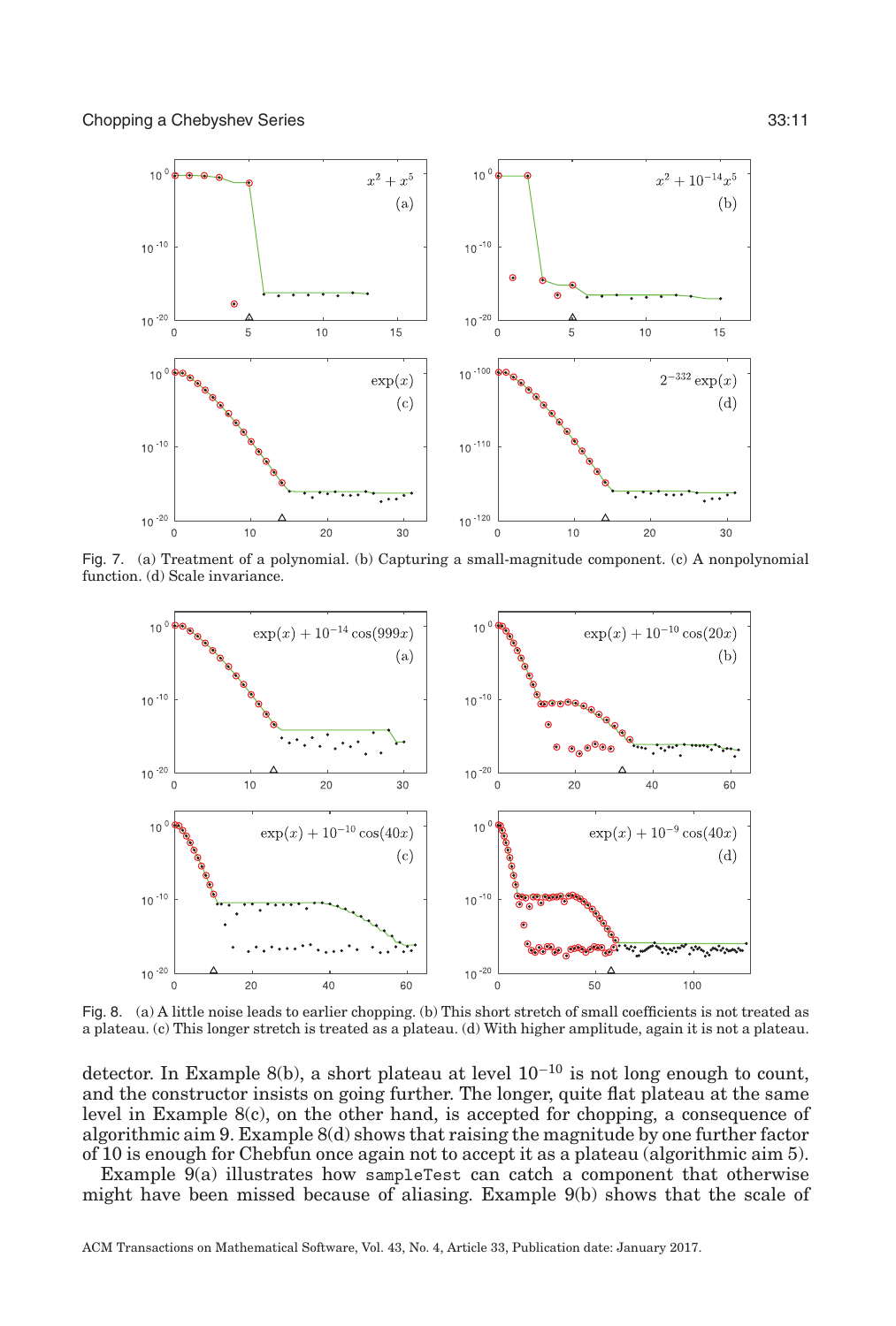Fig. 7. (a) Treatment of a polynomial. (b) Capturing a small-magnitude component. (c) A nonpolynomial function. (d) Scale invariance.

Fig. 8. (a) A little noise leads to earlier chopping. (b) This short stretch of small coefficients is not treated as a plateau. (c) This longer stretch is treated as a plateau. (d) With higher amplitude, again it is not a plateau.

detector. In Example 8(b), a short plateau at level $10^{-10}$ is not long enough to count, and the constructor insists on going further. The longer, quite flat plateau at the same level in Example 8(c), on the other hand, is accepted for chopping, a consequence of algorithmic aim 9. Example 8(d) shows that raising the magnitude by one further factor of 10 is enough for Chebfun once again not to accept it as a plateau (algorithmic aim 5).

Example 9(a) illustrates how `sampleTest` can catch a component that otherwise might have been missed because of aliasing. Example 9(b) shows that the scale of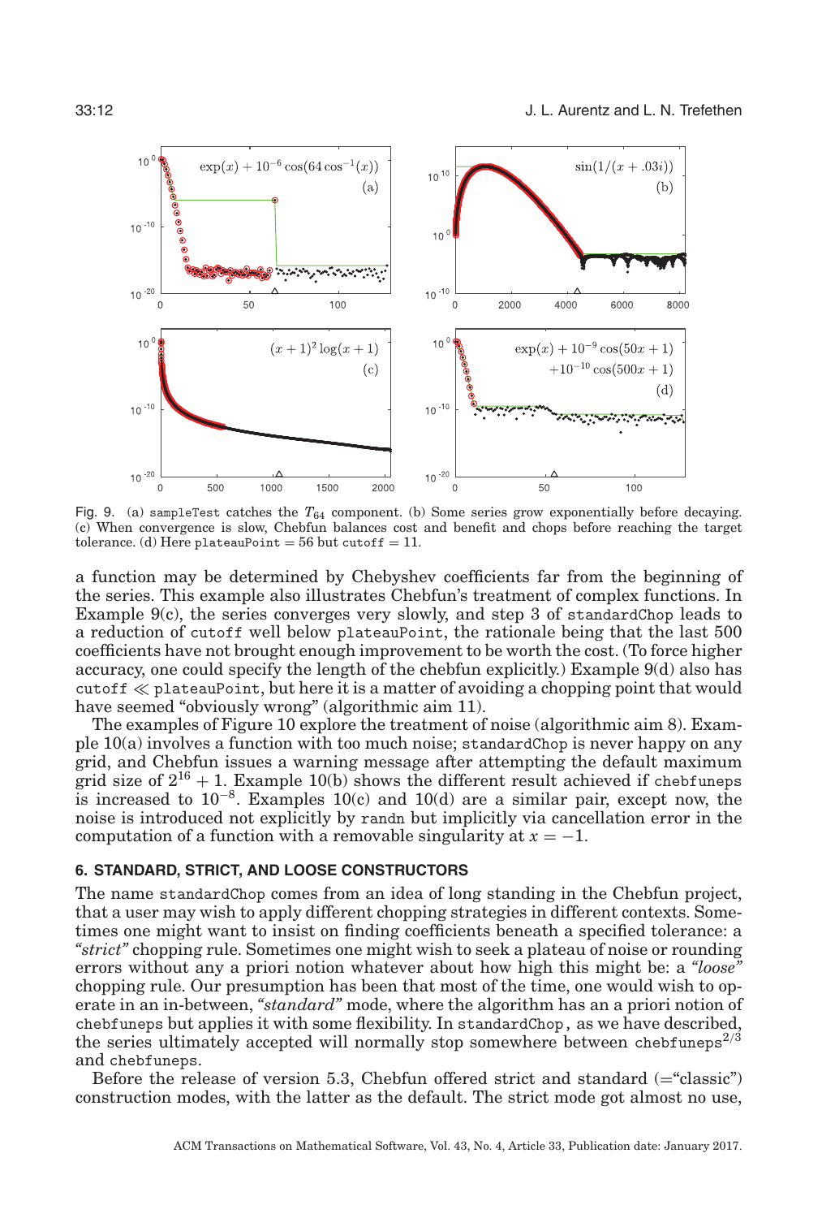Fig. 9. (a) sampleTest catches the $T_{64}$ component. (b) Some series grow exponentially before decaying. (c) When convergence is slow, Chebfun balances cost and benefit and chops before reaching the target tolerance. (d) Here plateauPoint = 56 but cutoff = 11.

a function may be determined by Chebyshev coefficients far from the beginning of the series. This example also illustrates Chebfun's treatment of complex functions. In Example 9(c), the series converges very slowly, and step 3 of standardChop leads to a reduction of cutoff well below plateauPoint, the rationale being that the last 500 coefficients have not brought enough improvement to be worth the cost. (To force higher accuracy, one could specify the length of the chebfun explicitly.) Example 9(d) also has cutoff $\ll$ plateauPoint, but here it is a matter of avoiding a chopping point that would have seemed "obviously wrong" (algorithmic aim 11).

The examples of Figure 10 explore the treatment of noise (algorithmic aim 8). Example 10(a) involves a function with too much noise; standardChop is never happy on any grid, and Chebfun issues a warning message after attempting the default maximum grid size of $2^{16} + 1$. Example 10(b) shows the different result achieved if chebfuneps is increased to $10^{-8}$. Examples 10(c) and 10(d) are a similar pair, except now, the noise is introduced not explicitly by randn but implicitly via cancellation error in the computation of a function with a removable singularity at $x = -1$.

## 6. STANDARD, STRICT, AND LOOSE CONSTRUCTORS

The name standardChop comes from an idea of long standing in the Chebfun project, that a user may wish to apply different chopping strategies in different contexts. Sometimes one might want to insist on finding coefficients beneath a specified tolerance: a *"strict"* chopping rule. Sometimes one might wish to seek a plateau of noise or rounding errors without any a priori notion whatever about how high this might be: a *"loose"* chopping rule. Our presumption has been that most of the time, one would wish to operate in an in-between, *"standard"* mode, where the algorithm has an a priori notion of chebfuneps but applies it with some flexibility. In standardChop, as we have described, the series ultimately accepted will normally stop somewhere between chebfuneps$^{2/3}$ and chebfuneps.

Before the release of version 5.3, Chebfun offered strict and standard (="classic") construction modes, with the latter as the default. The strict mode got almost no use,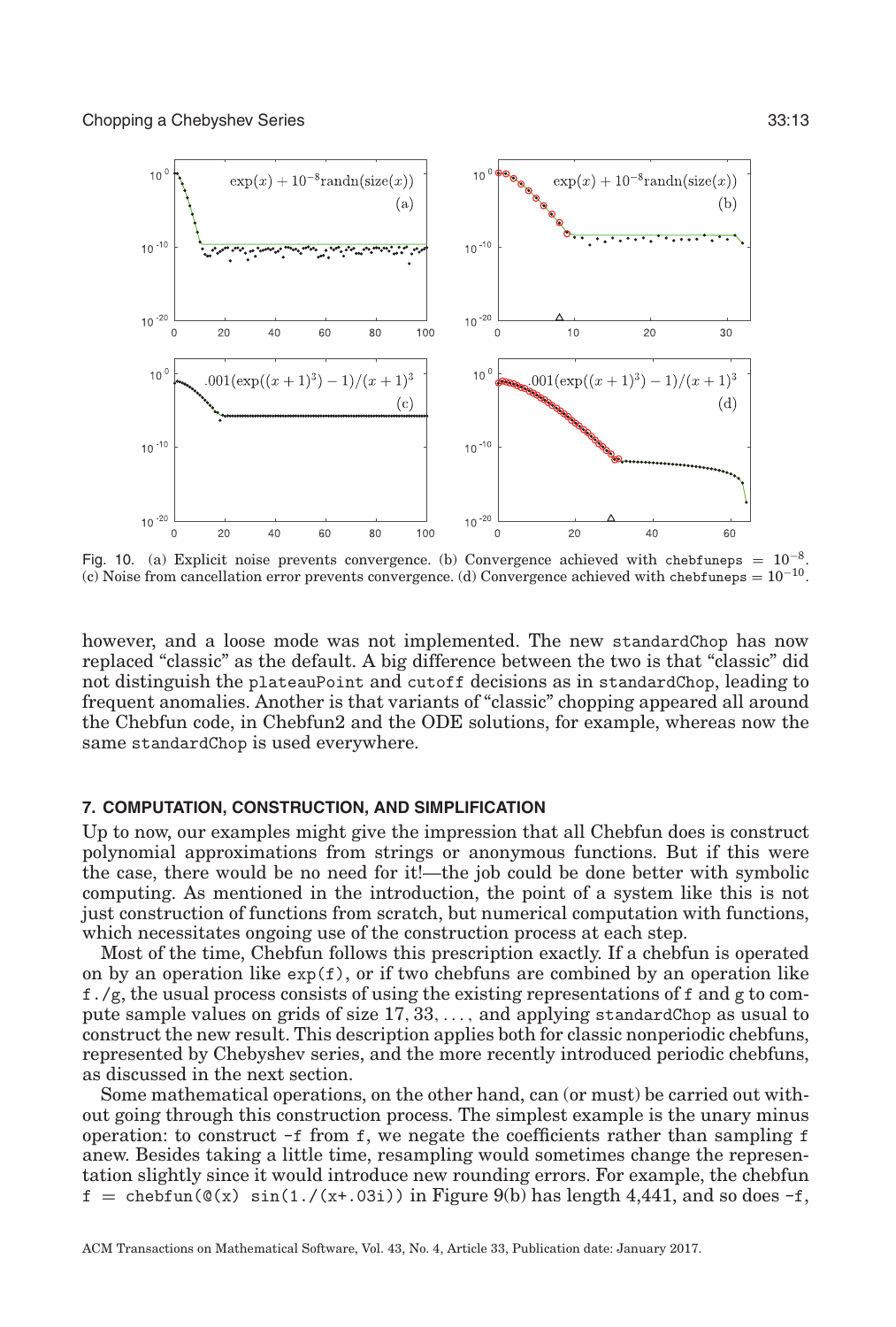Fig. 10. (a) Explicit noise prevents convergence. (b) Convergence achieved with `chebfuneps` $= 10^{-8}$. (c) Noise from cancellation error prevents convergence. (d) Convergence achieved with `chebfuneps` $= 10^{-10}$.

however, and a loose mode was not implemented. The new `standardChop` has now replaced "classic" as the default. A big difference between the two is that "classic" did not distinguish the `plateauPoint` and `cutoff` decisions as in `standardChop`, leading to frequent anomalies. Another is that variants of "classic" chopping appeared all around the Chebfun code, in Chebfun2 and the ODE solutions, for example, whereas now the same `standardChop` is used everywhere.

## 7. COMPUTATION, CONSTRUCTION, AND SIMPLIFICATION

Up to now, our examples might give the impression that all Chebfun does is construct polynomial approximations from strings or anonymous functions. But if this were the case, there would be no need for it!—the job could be done better with symbolic computing. As mentioned in the introduction, the point of a system like this is not just construction of functions from scratch, but numerical computation with functions, which necessitates ongoing use of the construction process at each step.

Most of the time, Chebfun follows this prescription exactly. If a chebfun is operated on by an operation like `exp(f)`, or if two chebfuns are combined by an operation like `f./g`, the usual process consists of using the existing representations of `f` and `g` to compute sample values on grids of size $17, 33, \ldots,$ and applying `standardChop` as usual to construct the new result. This description applies both for classic nonperiodic chebfuns, represented by Chebyshev series, and the more recently introduced periodic chebfuns, as discussed in the next section.

Some mathematical operations, on the other hand, can (or must) be carried out without going through this construction process. The simplest example is the unary minus operation: to construct `-f` from `f`, we negate the coefficients rather than sampling `f` anew. Besides taking a little time, resampling would sometimes change the representation slightly since it would introduce new rounding errors. For example, the chebfun `f = chebfun(@(x) sin(1./(x+.03i))` in Figure 9(b) has length 4,441, and so does `-f`,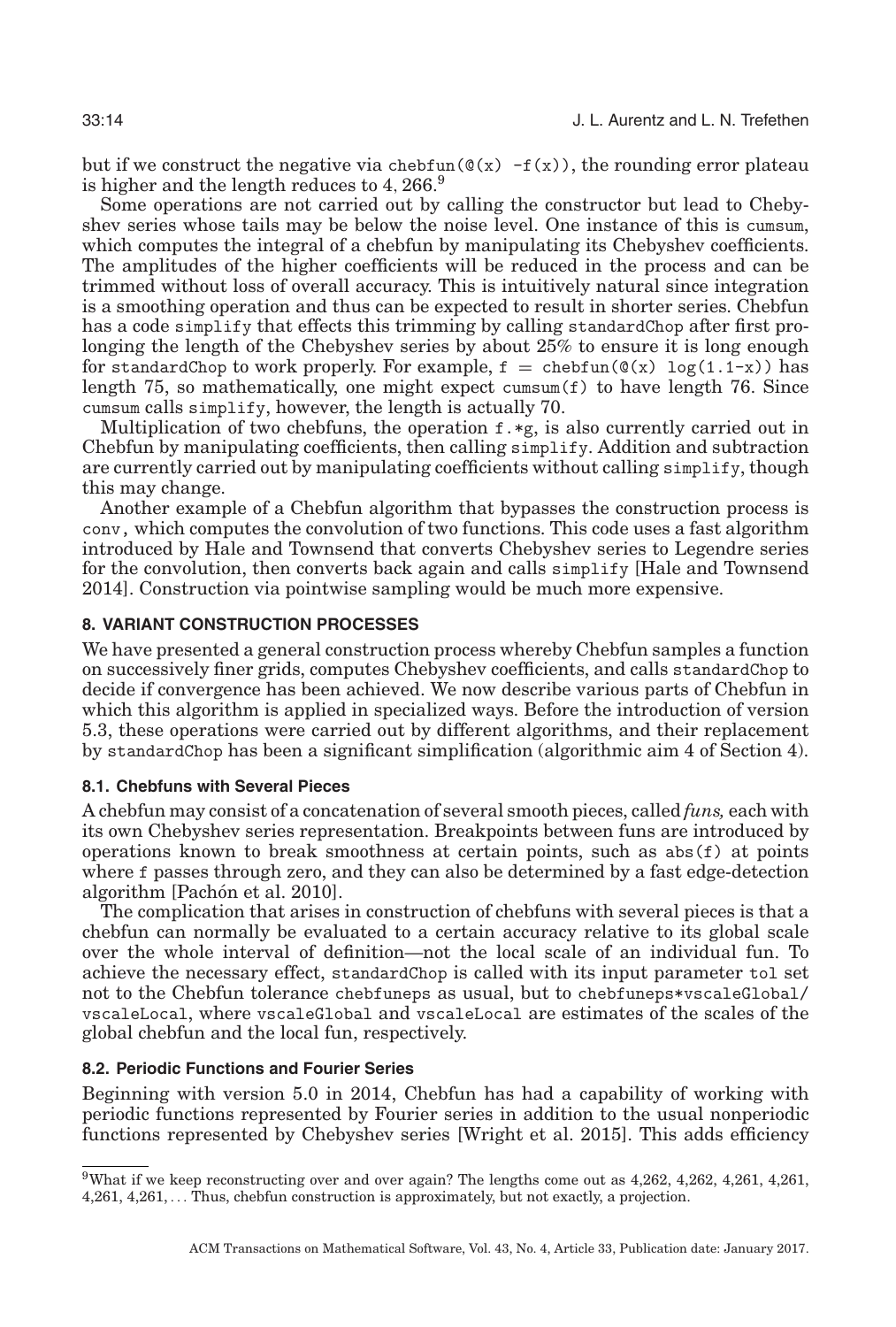but if we construct the negative via chebfun(@(x) -f(x)), the rounding error plateau is higher and the length reduces to 4, 266.[9]

Some operations are not carried out by calling the constructor but lead to Chebyshev series whose tails may be below the noise level. One instance of this is cumsum, which computes the integral of a chebfun by manipulating its Chebyshev coefficients. The amplitudes of the higher coefficients will be reduced in the process and can be trimmed without loss of overall accuracy. This is intuitively natural since integration is a smoothing operation and thus can be expected to result in shorter series. Chebfun has a code simplify that effects this trimming by calling standardChop after first prolonging the length of the Chebyshev series by about 25% to ensure it is long enough for standardChop to work properly. For example, f = chebfun(@(x) log(1.1-x)) has length 75, so mathematically, one might expect cumsum(f) to have length 76. Since cumsum calls simplify, however, the length is actually 70.

Multiplication of two chebfuns, the operation f.*g, is also currently carried out in Chebfun by manipulating coefficients, then calling simplify. Addition and subtraction are currently carried out by manipulating coefficients without calling simplify, though this may change.

Another example of a Chebfun algorithm that bypasses the construction process is conv, which computes the convolution of two functions. This code uses a fast algorithm introduced by Hale and Townsend that converts Chebyshev series to Legendre series for the convolution, then converts back again and calls simplify [Hale and Townsend 2014]. Construction via pointwise sampling would be much more expensive.

## 8. VARIANT CONSTRUCTION PROCESSES

We have presented a general construction process whereby Chebfun samples a function on successively finer grids, computes Chebyshev coefficients, and calls standardChop to decide if convergence has been achieved. We now describe various parts of Chebfun in which this algorithm is applied in specialized ways. Before the introduction of version 5.3, these operations were carried out by different algorithms, and their replacement by standardChop has been a significant simplification (algorithmic aim 4 of Section 4).

### 8.1. Chebfuns with Several Pieces

A chebfun may consist of a concatenation of several smooth pieces, called *funs,* each with its own Chebyshev series representation. Breakpoints between funs are introduced by operations known to break smoothness at certain points, such as abs(f) at points where f passes through zero, and they can also be determined by a fast edge-detection algorithm [Pachón et al. 2010].

The complication that arises in construction of chebfuns with several pieces is that a chebfun can normally be evaluated to a certain accuracy relative to its global scale over the whole interval of definition—not the local scale of an individual fun. To achieve the necessary effect, standardChop is called with its input parameter tol set not to the Chebfun tolerance chebfuneps as usual, but to chebfuneps*vscaleGlobal/vscaleLocal, where vscaleGlobal and vscaleLocal are estimates of the scales of the global chebfun and the local fun, respectively.

### 8.2. Periodic Functions and Fourier Series

Beginning with version 5.0 in 2014, Chebfun has had a capability of working with periodic functions represented by Fourier series in addition to the usual nonperiodic functions represented by Chebyshev series [Wright et al. 2015]. This adds efficiency

[9]What if we keep reconstructing over and over again? The lengths come out as 4,262, 4,262, 4,261, 4,261, 4,261, 4,261, ... Thus, chebfun construction is approximately, but not exactly, a projection.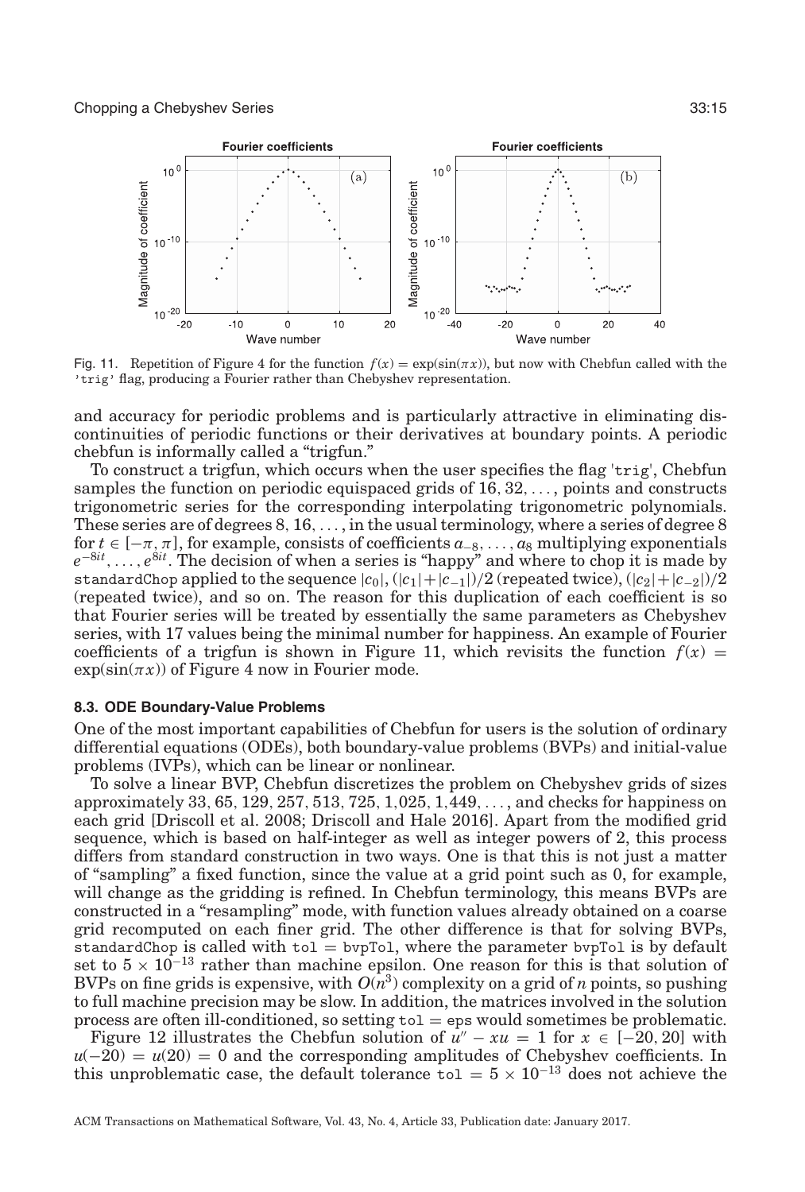Fig. 11. Repetition of Figure 4 for the function $f(x) = \exp(\sin(\pi x))$, but now with Chebfun called with the 'trig' flag, producing a Fourier rather than Chebyshev representation.

and accuracy for periodic problems and is particularly attractive in eliminating discontinuities of periodic functions or their derivatives at boundary points. A periodic chebfun is informally called a "trigfun."

To construct a trigfun, which occurs when the user specifies the flag 'trig', Chebfun samples the function on periodic equispaced grids of $16, 32, \ldots,$ points and constructs trigonometric series for the corresponding interpolating trigonometric polynomials. These series are of degrees $8, 16, \ldots,$ in the usual terminology, where a series of degree 8 for $t \in [-\pi, \pi]$, for example, consists of coefficients $a_{-8}, \ldots, a_8$ multiplying exponentials $e^{-8it}, \ldots, e^{8it}$. The decision of when a series is "happy" and where to chop it is made by standardChop applied to the sequence $|c_0|, (|c_1|+|c_{-1}|)/2$ (repeated twice), $(|c_2|+|c_{-2}|)/2$ (repeated twice), and so on. The reason for this duplication of each coefficient is so that Fourier series will be treated by essentially the same parameters as Chebyshev series, with 17 values being the minimal number for happiness. An example of Fourier coefficients of a trigfun is shown in Figure 11, which revisits the function $f(x) = \exp(\sin(\pi x))$ of Figure 4 now in Fourier mode.

### 8.3. ODE Boundary-Value Problems

One of the most important capabilities of Chebfun for users is the solution of ordinary differential equations (ODEs), both boundary-value problems (BVPs) and initial-value problems (IVPs), which can be linear or nonlinear.

To solve a linear BVP, Chebfun discretizes the problem on Chebyshev grids of sizes approximately $33, 65, 129, 257, 513, 725, 1{,}025, 1{,}449, \ldots,$ and checks for happiness on each grid [Driscoll et al. 2008; Driscoll and Hale 2016]. Apart from the modified grid sequence, which is based on half-integer as well as integer powers of 2, this process differs from standard construction in two ways. One is that this is not just a matter of "sampling" a fixed function, since the value at a grid point such as 0, for example, will change as the gridding is refined. In Chebfun terminology, this means BVPs are constructed in a "resampling" mode, with function values already obtained on a coarse grid recomputed on each finer grid. The other difference is that for solving BVPs, standardChop is called with tol = bvpTol, where the parameter bvpTol is by default set to $5 \times 10^{-13}$ rather than machine epsilon. One reason for this is that solution of BVPs on fine grids is expensive, with $O(n^3)$ complexity on a grid of $n$ points, so pushing to full machine precision may be slow. In addition, the matrices involved in the solution process are often ill-conditioned, so setting tol = eps would sometimes be problematic.

Figure 12 illustrates the Chebfun solution of $u'' - xu = 1$ for $x \in [-20, 20]$ with $u(-20) = u(20) = 0$ and the corresponding amplitudes of Chebyshev coefficients. In this unproblematic case, the default tolerance tol $= 5 \times 10^{-13}$ does not achieve the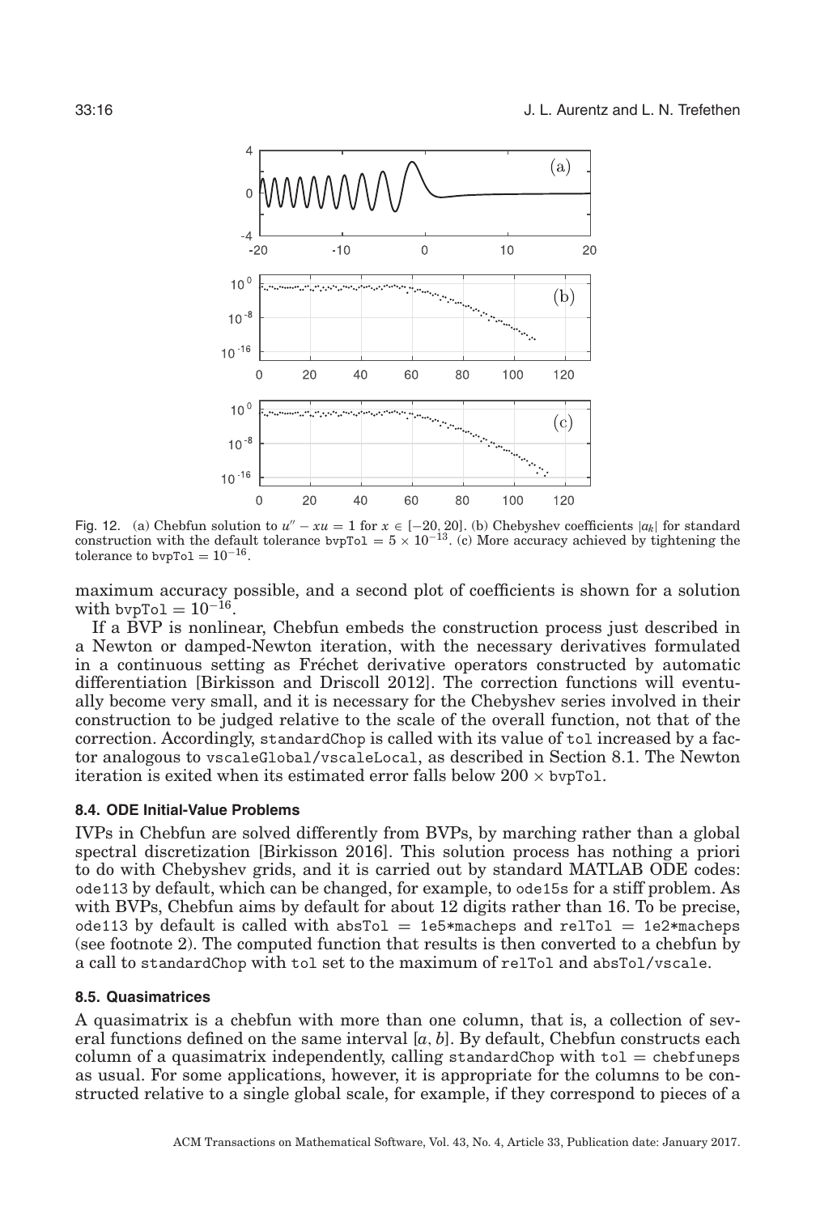Fig. 12. (a) Chebfun solution to $u'' - xu = 1$ for $x \in [-20, 20]$. (b) Chebyshev coefficients $|a_k|$ for standard construction with the default tolerance bvpTol $= 5 \times 10^{-13}$. (c) More accuracy achieved by tightening the tolerance to bvpTol $= 10^{-16}$.

maximum accuracy possible, and a second plot of coefficients is shown for a solution with bvpTol $= 10^{-16}$.

If a BVP is nonlinear, Chebfun embeds the construction process just described in a Newton or damped-Newton iteration, with the necessary derivatives formulated in a continuous setting as Fréchet derivative operators constructed by automatic differentiation [Birkisson and Driscoll 2012]. The correction functions will eventually become very small, and it is necessary for the Chebyshev series involved in their construction to be judged relative to the scale of the overall function, not that of the correction. Accordingly, standardChop is called with its value of tol increased by a factor analogous to vscaleGlobal/vscaleLocal, as described in Section 8.1. The Newton iteration is exited when its estimated error falls below $200 \times$ bvpTol.

### 8.4. ODE Initial-Value Problems

IVPs in Chebfun are solved differently from BVPs, by marching rather than a global spectral discretization [Birkisson 2016]. This solution process has nothing a priori to do with Chebyshev grids, and it is carried out by standard MATLAB ODE codes: ode113 by default, which can be changed, for example, to ode15s for a stiff problem. As with BVPs, Chebfun aims by default for about 12 digits rather than 16. To be precise, ode113 by default is called with absTol = 1e5*macheps and relTol = 1e2*macheps (see footnote 2). The computed function that results is then converted to a chebfun by a call to standardChop with tol set to the maximum of relTol and absTol/vscale.

### 8.5. Quasimatrices

A quasimatrix is a chebfun with more than one column, that is, a collection of several functions defined on the same interval $[a, b]$. By default, Chebfun constructs each column of a quasimatrix independently, calling standardChop with tol = chebfuneps as usual. For some applications, however, it is appropriate for the columns to be constructed relative to a single global scale, for example, if they correspond to pieces of a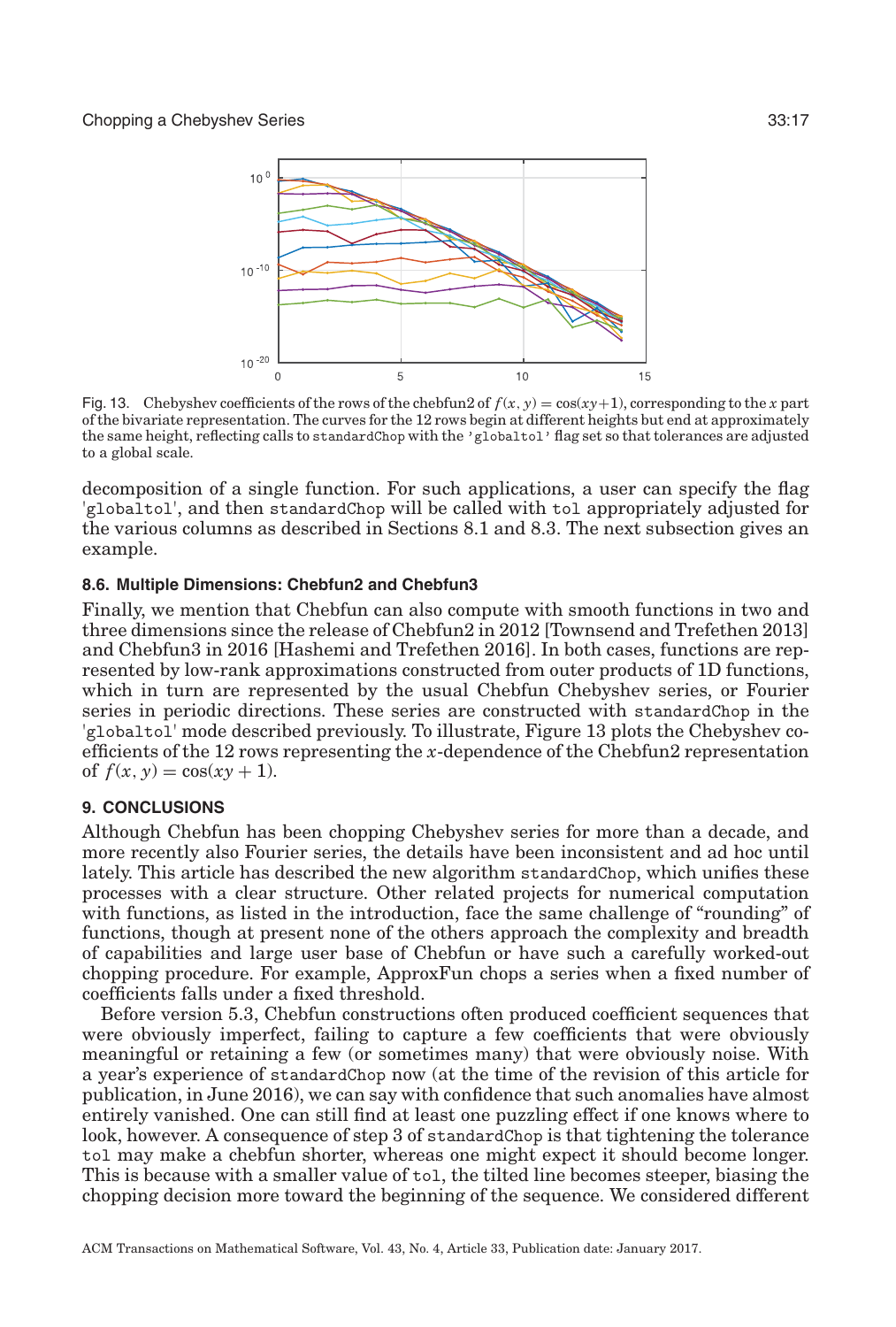Fig. 13. Chebyshev coefficients of the rows of the chebfun2 of $f(x, y) = \cos(xy+1)$, corresponding to the $x$ part of the bivariate representation. The curves for the 12 rows begin at different heights but end at approximately the same height, reflecting calls to standardChop with the 'globaltol' flag set so that tolerances are adjusted to a global scale.

decomposition of a single function. For such applications, a user can specify the flag 'globaltol', and then standardChop will be called with tol appropriately adjusted for the various columns as described in Sections 8.1 and 8.3. The next subsection gives an example.

### 8.6. Multiple Dimensions: Chebfun2 and Chebfun3

Finally, we mention that Chebfun can also compute with smooth functions in two and three dimensions since the release of Chebfun2 in 2012 [Townsend and Trefethen 2013] and Chebfun3 in 2016 [Hashemi and Trefethen 2016]. In both cases, functions are represented by low-rank approximations constructed from outer products of 1D functions, which in turn are represented by the usual Chebfun Chebyshev series, or Fourier series in periodic directions. These series are constructed with standardChop in the 'globaltol' mode described previously. To illustrate, Figure 13 plots the Chebyshev coefficients of the 12 rows representing the $x$-dependence of the Chebfun2 representation of $f(x, y) = \cos(xy + 1)$.

## 9. CONCLUSIONS

Although Chebfun has been chopping Chebyshev series for more than a decade, and more recently also Fourier series, the details have been inconsistent and ad hoc until lately. This article has described the new algorithm standardChop, which unifies these processes with a clear structure. Other related projects for numerical computation with functions, as listed in the introduction, face the same challenge of "rounding" of functions, though at present none of the others approach the complexity and breadth of capabilities and large user base of Chebfun or have such a carefully worked-out chopping procedure. For example, ApproxFun chops a series when a fixed number of coefficients falls under a fixed threshold.

Before version 5.3, Chebfun constructions often produced coefficient sequences that were obviously imperfect, failing to capture a few coefficients that were obviously meaningful or retaining a few (or sometimes many) that were obviously noise. With a year's experience of standardChop now (at the time of the revision of this article for publication, in June 2016), we can say with confidence that such anomalies have almost entirely vanished. One can still find at least one puzzling effect if one knows where to look, however. A consequence of step 3 of standardChop is that tightening the tolerance tol may make a chebfun shorter, whereas one might expect it should become longer. This is because with a smaller value of tol, the tilted line becomes steeper, biasing the chopping decision more toward the beginning of the sequence. We considered different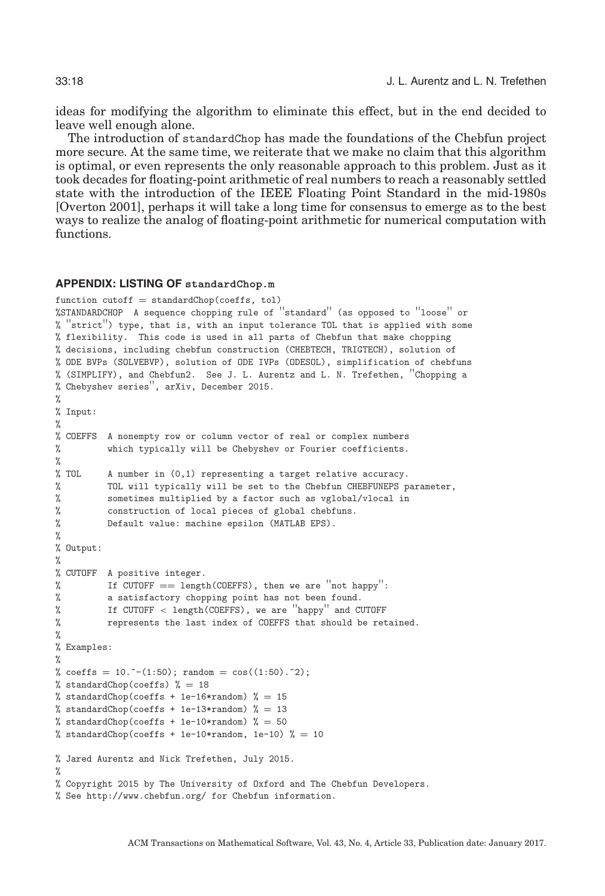ideas for modifying the algorithm to eliminate this effect, but in the end decided to leave well enough alone.

The introduction of standardChop has made the foundations of the Chebfun project more secure. At the same time, we reiterate that we make no claim that this algorithm is optimal, or even represents the only reasonable approach to this problem. Just as it took decades for floating-point arithmetic of real numbers to reach a reasonably settled state with the introduction of the IEEE Floating Point Standard in the mid-1980s [Overton 2001], perhaps it will take a long time for consensus to emerge as to the best ways to realize the analog of floating-point arithmetic for numerical computation with functions.

## APPENDIX: LISTING OF standardChop.m

```
function cutoff = standardChop(coeffs, tol)
%STANDARDCHOP  A sequence chopping rule of "standard" (as opposed to "loose" or
% "strict") type, that is, with an input tolerance TOL that is applied with some
% flexibility.  This code is used in all parts of Chebfun that make chopping
% decisions, including chebfun construction (CHEBTECH, TRIGTECH), solution of
% ODE BVPs (SOLVEBVP), solution of ODE IVPs (ODESOL), simplification of chebfuns
% (SIMPLIFY), and Chebfun2.  See J. L. Aurentz and L. N. Trefethen, "Chopping a
% Chebyshev series", arXiv, December 2015.
%
% Input:
%
% COEFFS  A nonempty row or column vector of real or complex numbers
%         which typically will be Chebyshev or Fourier coefficients.
%
% TOL     A number in (0,1) representing a target relative accuracy.
%         TOL will typically will be set to the Chebfun CHEBFUNEPS parameter,
%         sometimes multiplied by a factor such as vglobal/vlocal in
%         construction of local pieces of global chebfuns.
%         Default value: machine epsilon (MATLAB EPS).
%
% Output:
%
% CUTOFF  A positive integer.
%         If CUTOFF == length(COEFFS), then we are "not happy":
%         a satisfactory chopping point has not been found.
%         If CUTOFF < length(COEFFS), we are "happy" and CUTOFF
%         represents the last index of COEFFS that should be retained.
%
% Examples:
%
% coeffs = 10.^-(1:50); random = cos((1:50).^2);
% standardChop(coeffs) % = 18
% standardChop(coeffs + 1e-16*random) % = 15
% standardChop(coeffs + 1e-13*random) % = 13
% standardChop(coeffs + 1e-10*random) % = 50
% standardChop(coeffs + 1e-10*random, 1e-10) % = 10

% Jared Aurentz and Nick Trefethen, July 2015.
%
% Copyright 2015 by The University of Oxford and The Chebfun Developers.
% See http://www.chebfun.org/ for Chebfun information.
```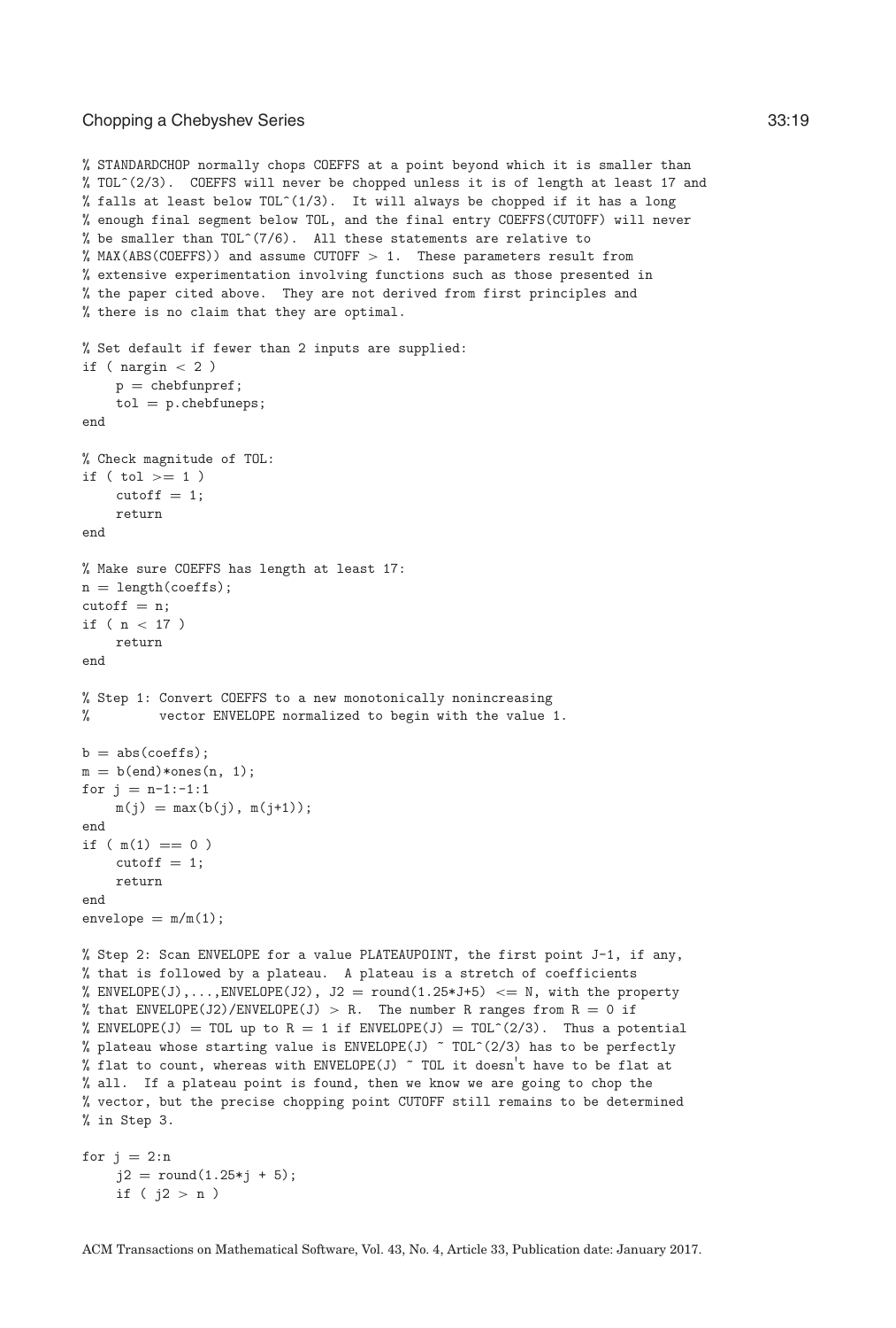```
% STANDARDCHOP normally chops COEFFS at a point beyond which it is smaller than
% TOL^(2/3).  COEFFS will never be chopped unless it is of length at least 17 and
% falls at least below TOL^(1/3).  It will always be chopped if it has a long
% enough final segment below TOL, and the final entry COEFFS(CUTOFF) will never
% be smaller than TOL^(7/6).  All these statements are relative to
% MAX(ABS(COEFFS)) and assume CUTOFF > 1.  These parameters result from
% extensive experimentation involving functions such as those presented in
% the paper cited above.  They are not derived from first principles and
% there is no claim that they are optimal.

% Set default if fewer than 2 inputs are supplied:
if ( nargin < 2 )
    p = chebfunpref;
    tol = p.chebfuneps;
end

% Check magnitude of TOL:
if ( tol >= 1 )
    cutoff = 1;
    return
end

% Make sure COEFFS has length at least 17:
n = length(coeffs);
cutoff = n;
if ( n < 17 )
    return
end

% Step 1: Convert COEFFS to a new monotonically nonincreasing
%         vector ENVELOPE normalized to begin with the value 1.

b = abs(coeffs);
m = b(end)*ones(n, 1);
for j = n-1:-1:1
    m(j) = max(b(j), m(j+1));
end
if ( m(1) == 0 )
    cutoff = 1;
    return
end
envelope = m/m(1);

% Step 2: Scan ENVELOPE for a value PLATEAUPOINT, the first point J-1, if any,
% that is followed by a plateau.  A plateau is a stretch of coefficients
% ENVELOPE(J),...,ENVELOPE(J2), J2 = round(1.25*J+5) <= N, with the property
% that ENVELOPE(J2)/ENVELOPE(J) > R.  The number R ranges from R = 0 if
% ENVELOPE(J) = TOL up to R = 1 if ENVELOPE(J) = TOL^(2/3).  Thus a potential
% plateau whose starting value is ENVELOPE(J) ~ TOL^(2/3) has to be perfectly
% flat to count, whereas with ENVELOPE(J) ~ TOL it doesn't have to be flat at
% all.  If a plateau point is found, then we know we are going to chop the
% vector, but the precise chopping point CUTOFF still remains to be determined
% in Step 3.

for j = 2:n
    j2 = round(1.25*j + 5);
    if ( j2 > n )
```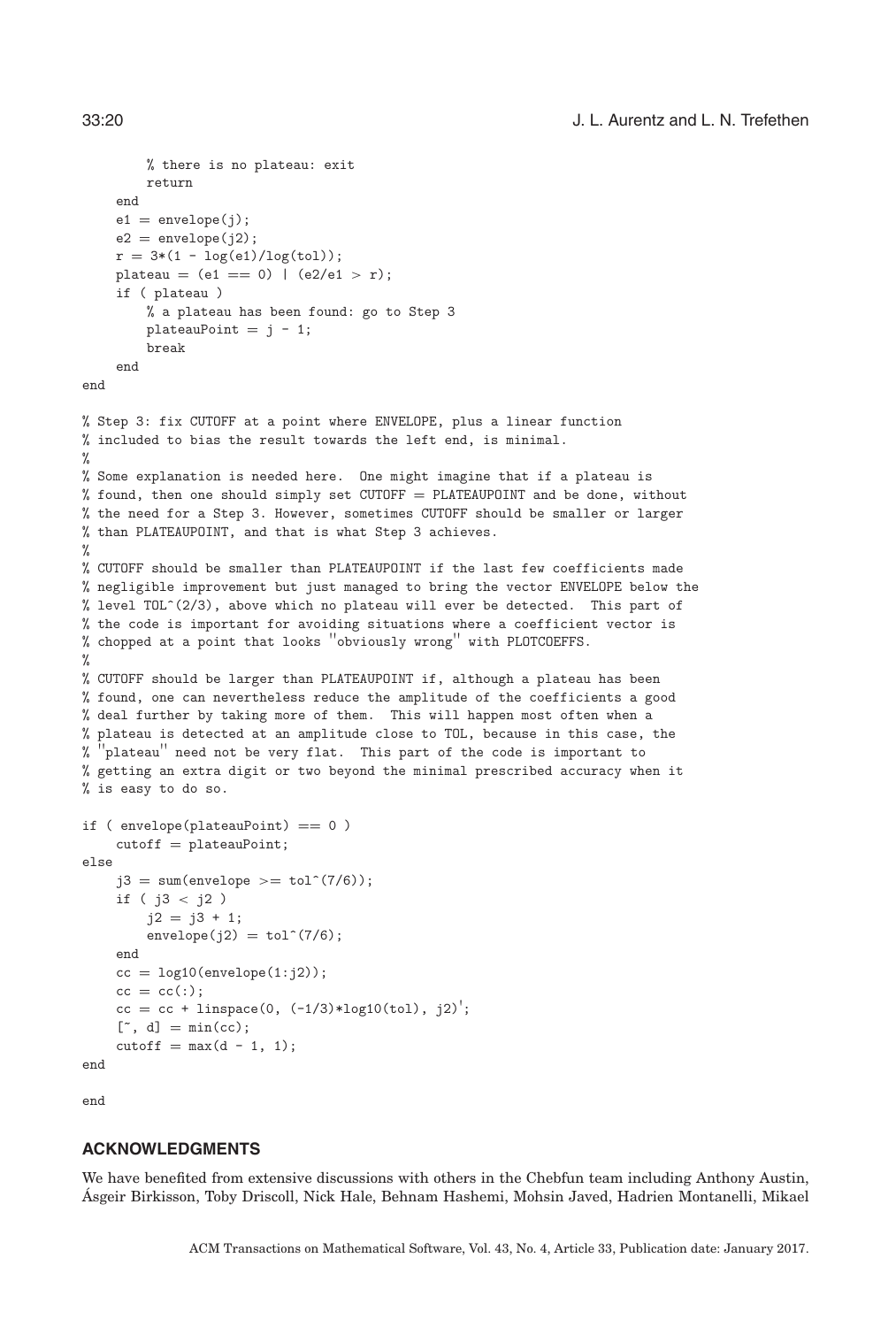```
        % there is no plateau: exit
        return
    end
    e1 = envelope(j);
    e2 = envelope(j2);
    r = 3*(1 - log(e1)/log(tol));
    plateau = (e1 == 0) | (e2/e1 > r);
    if ( plateau )
        % a plateau has been found: go to Step 3
        plateauPoint = j - 1;
        break
    end
end

% Step 3: fix CUTOFF at a point where ENVELOPE, plus a linear function
% included to bias the result towards the left end, is minimal.
%
% Some explanation is needed here.  One might imagine that if a plateau is
% found, then one should simply set CUTOFF = PLATEAUPOINT and be done, without
% the need for a Step 3. However, sometimes CUTOFF should be smaller or larger
% than PLATEAUPOINT, and that is what Step 3 achieves.
%
% CUTOFF should be smaller than PLATEAUPOINT if the last few coefficients made
% negligible improvement but just managed to bring the vector ENVELOPE below the
% level TOL^(2/3), above which no plateau will ever be detected.  This part of
% the code is important for avoiding situations where a coefficient vector is
% chopped at a point that looks "obviously wrong" with PLOTCOEFFS.
%
% CUTOFF should be larger than PLATEAUPOINT if, although a plateau has been
% found, one can nevertheless reduce the amplitude of the coefficients a good
% deal further by taking more of them.  This will happen most often when a
% plateau is detected at an amplitude close to TOL, because in this case, the
% "plateau" need not be very flat.  This part of the code is important to
% getting an extra digit or two beyond the minimal prescribed accuracy when it
% is easy to do so.

if ( envelope(plateauPoint) == 0 )
    cutoff = plateauPoint;
else
    j3 = sum(envelope >= tol^(7/6));
    if ( j3 < j2 )
        j2 = j3 + 1;
        envelope(j2) = tol^(7/6);
    end
    cc = log10(envelope(1:j2));
    cc = cc(:);
    cc = cc + linspace(0, (-1/3)*log10(tol), j2)';
    [~, d] = min(cc);
    cutoff = max(d - 1, 1);
end

end
```

## ACKNOWLEDGMENTS

We have benefited from extensive discussions with others in the Chebfun team including Anthony Austin, Ásgeir Birkisson, Toby Driscoll, Nick Hale, Behnam Hashemi, Mohsin Javed, Hadrien Montanelli, Mikael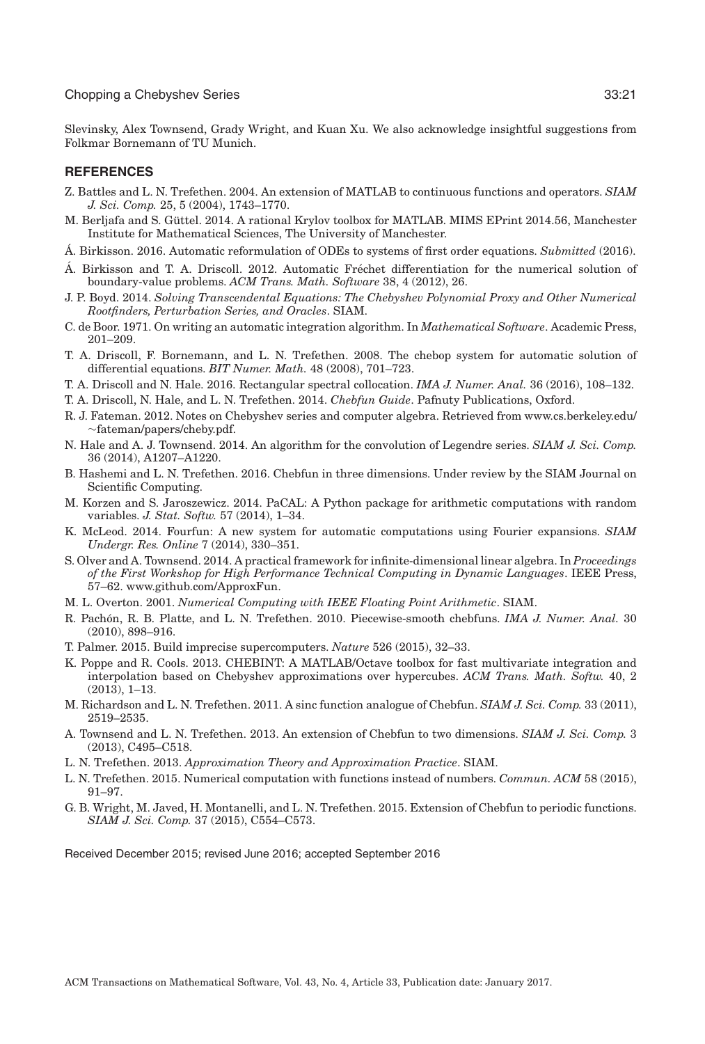Slevinsky, Alex Townsend, Grady Wright, and Kuan Xu. We also acknowledge insightful suggestions from Folkmar Bornemann of TU Munich.

## REFERENCES

Z. Battles and L. N. Trefethen. 2004. An extension of MATLAB to continuous functions and operators. *SIAM J. Sci. Comp.* 25, 5 (2004), 1743–1770.

M. Berljafa and S. Güttel. 2014. A rational Krylov toolbox for MATLAB. MIMS EPrint 2014.56, Manchester Institute for Mathematical Sciences, The University of Manchester.

Á. Birkisson. 2016. Automatic reformulation of ODEs to systems of first order equations. *Submitted* (2016).

Á. Birkisson and T. A. Driscoll. 2012. Automatic Fréchet differentiation for the numerical solution of boundary-value problems. *ACM Trans. Math. Software* 38, 4 (2012), 26.

J. P. Boyd. 2014. *Solving Transcendental Equations: The Chebyshev Polynomial Proxy and Other Numerical Rootfinders, Perturbation Series, and Oracles*. SIAM.

C. de Boor. 1971. On writing an automatic integration algorithm. In *Mathematical Software*. Academic Press, 201–209.

T. A. Driscoll, F. Bornemann, and L. N. Trefethen. 2008. The chebop system for automatic solution of differential equations. *BIT Numer. Math.* 48 (2008), 701–723.

T. A. Driscoll and N. Hale. 2016. Rectangular spectral collocation. *IMA J. Numer. Anal.* 36 (2016), 108–132.

T. A. Driscoll, N. Hale, and L. N. Trefethen. 2014. *Chebfun Guide*. Pafnuty Publications, Oxford.

R. J. Fateman. 2012. Notes on Chebyshev series and computer algebra. Retrieved from www.cs.berkeley.edu/~fateman/papers/cheby.pdf.

N. Hale and A. J. Townsend. 2014. An algorithm for the convolution of Legendre series. *SIAM J. Sci. Comp.* 36 (2014), A1207–A1220.

B. Hashemi and L. N. Trefethen. 2016. Chebfun in three dimensions. Under review by the SIAM Journal on Scientific Computing.

M. Korzen and S. Jaroszewicz. 2014. PaCAL: A Python package for arithmetic computations with random variables. *J. Stat. Softw.* 57 (2014), 1–34.

K. McLeod. 2014. Fourfun: A new system for automatic computations using Fourier expansions. *SIAM Undergr. Res. Online* 7 (2014), 330–351.

S. Olver and A. Townsend. 2014. A practical framework for infinite-dimensional linear algebra. In *Proceedings of the First Workshop for High Performance Technical Computing in Dynamic Languages*. IEEE Press, 57–62. www.github.com/ApproxFun.

M. L. Overton. 2001. *Numerical Computing with IEEE Floating Point Arithmetic*. SIAM.

R. Pachón, R. B. Platte, and L. N. Trefethen. 2010. Piecewise-smooth chebfuns. *IMA J. Numer. Anal.* 30 (2010), 898–916.

T. Palmer. 2015. Build imprecise supercomputers. *Nature* 526 (2015), 32–33.

K. Poppe and R. Cools. 2013. CHEBINT: A MATLAB/Octave toolbox for fast multivariate integration and interpolation based on Chebyshev approximations over hypercubes. *ACM Trans. Math. Softw.* 40, 2 (2013), 1–13.

M. Richardson and L. N. Trefethen. 2011. A sinc function analogue of Chebfun. *SIAM J. Sci. Comp.* 33 (2011), 2519–2535.

A. Townsend and L. N. Trefethen. 2013. An extension of Chebfun to two dimensions. *SIAM J. Sci. Comp.* 3 (2013), C495–C518.

L. N. Trefethen. 2013. *Approximation Theory and Approximation Practice*. SIAM.

L. N. Trefethen. 2015. Numerical computation with functions instead of numbers. *Commun. ACM* 58 (2015), 91–97.

G. B. Wright, M. Javed, H. Montanelli, and L. N. Trefethen. 2015. Extension of Chebfun to periodic functions. *SIAM J. Sci. Comp.* 37 (2015), C554–C573.

Received December 2015; revised June 2016; accepted September 2016